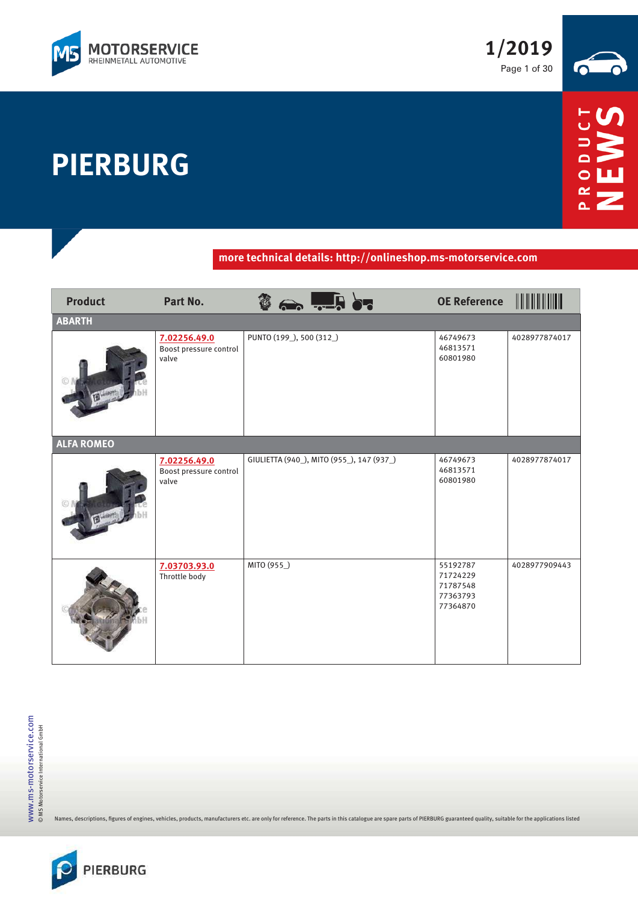# PIERBURG

more technical details: http://onlineshop.ms-motorservice.com

| Product | Part No. | Vehicle | OE Reference | EAN |
|---|---|---|---|---|
| **ABARTH** | | | | |
| | 7.02256.49.0 Boost pressure control valve | PUNTO (199_), 500 (312_) | 46749673 46813571 60801980 | 4028977874017 |
| **ALFA ROMEO** | | | | |
| | 7.02256.49.0 Boost pressure control valve | GIULIETTA (940_), MITO (955_), 147 (937_) | 46749673 46813571 60801980 | 4028977874017 |
| | 7.03703.93.0 Throttle body | MITO (955_) | 55192787 71724229 71787548 77363793 77364870 | 4028977909443 |

Names, descriptions, figures of engines, vehicles, products, manufacturers etc. are only for reference. The parts in this catalogue are spare parts of PIERBURG guaranteed quality, suitable for the applications listed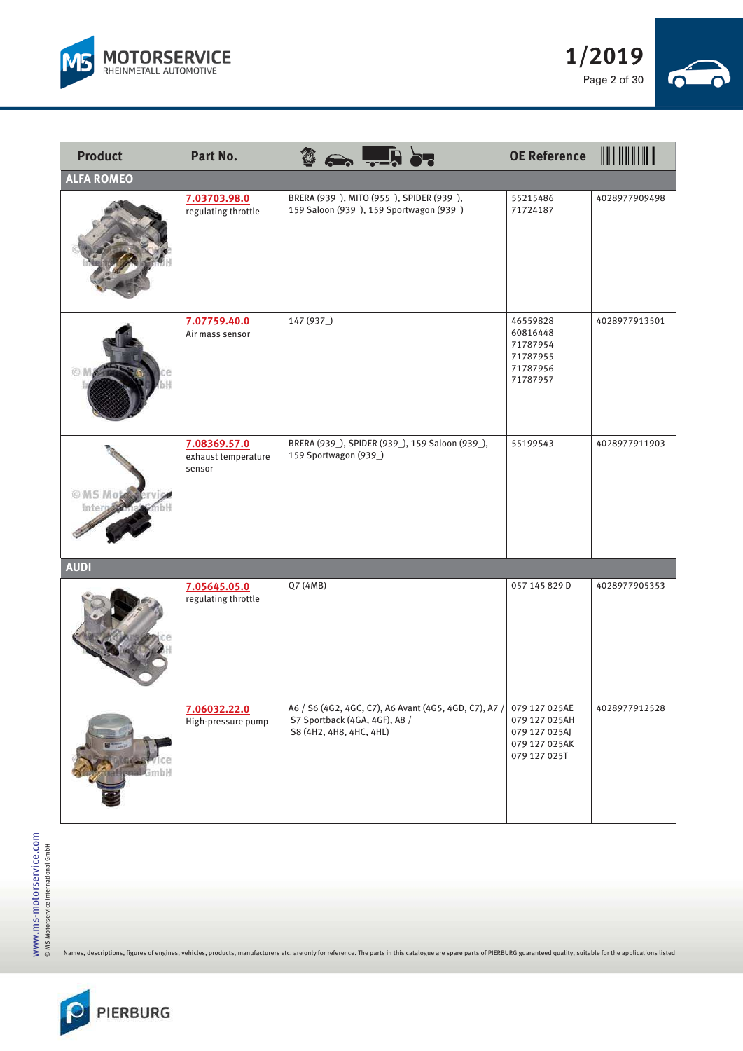| Product | Part No. | | OE Reference | |
|---|---|---|---|---|
| **ALFA ROMEO** | | | | |
| | 7.03703.98.0 regulating throttle | BRERA (939_), MITO (955_), SPIDER (939_), 159 Saloon (939_), 159 Sportwagon (939_) | 55215486 71724187 | 4028977909498 |
| | 7.07759.40.0 Air mass sensor | 147 (937_) | 46559828 60816448 71787954 71787955 71787956 71787957 | 4028977913501 |
| | 7.08369.57.0 exhaust temperature sensor | BRERA (939_), SPIDER (939_), 159 Saloon (939_), 159 Sportwagon (939_) | 55199543 | 4028977911903 |
| **AUDI** | | | | |
| | 7.05645.05.0 regulating throttle | Q7 (4MB) | 057 145 829 D | 4028977905353 |
| | 7.06032.22.0 High-pressure pump | A6 / S6 (4G2, 4GC, C7), A6 Avant (4G5, 4GD, C7), A7 / S7 Sportback (4GA, 4GF), A8 / S8 (4H2, 4H8, 4HC, 4HL) | 079 127 025AE 079 127 025AH 079 127 025AJ 079 127 025AK 079 127 025T | 4028977912528 |

Names, descriptions, figures of engines, vehicles, products, manufacturers etc. are only for reference. The parts in this catalogue are spare parts of PIERBURG guaranteed quality, suitable for the applications listed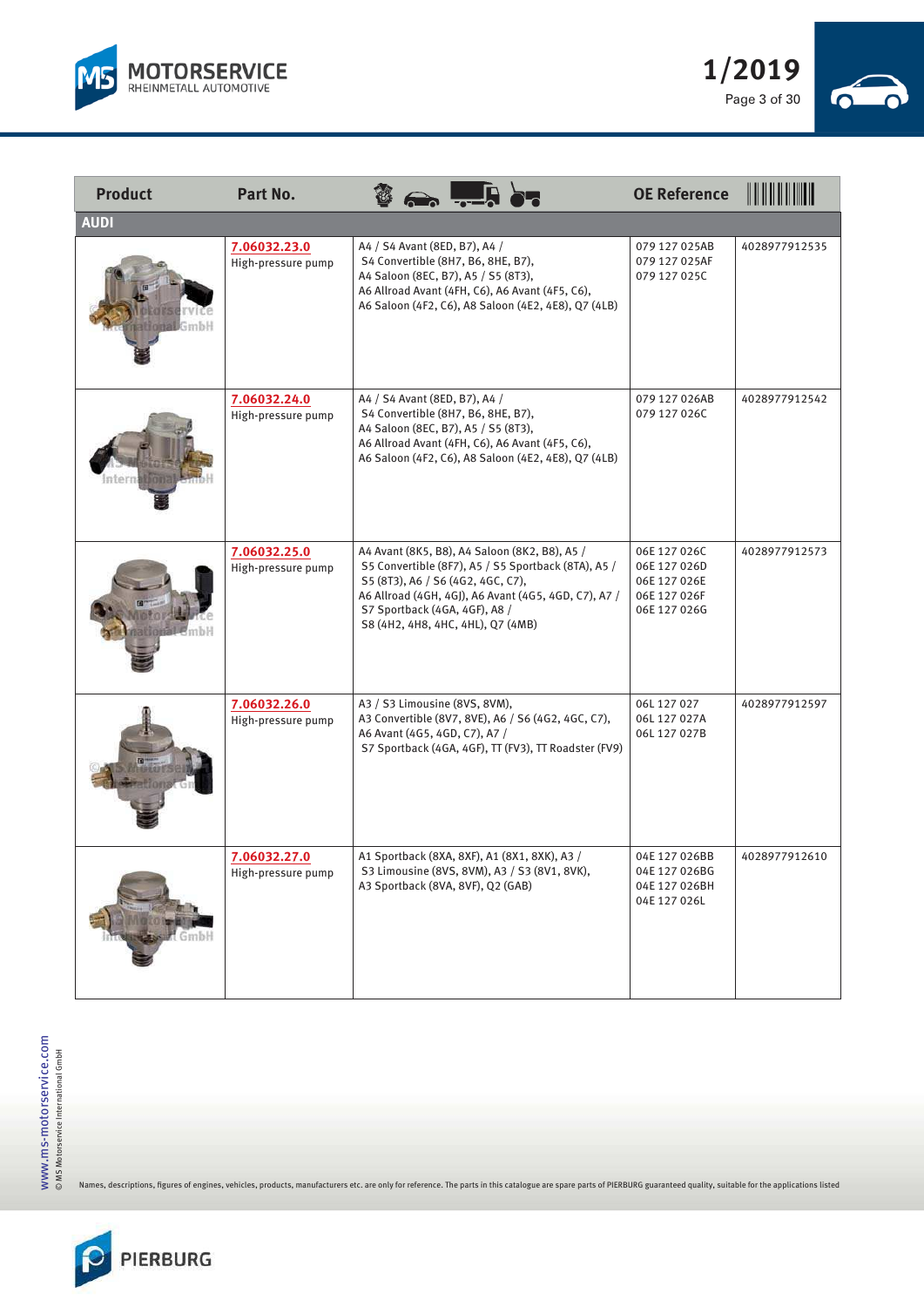| Product | Part No. | | OE Reference | |
|---|---|---|---|---|
| **AUDI** | | | | |
| | 7.06032.23.0<br>High-pressure pump | A4 / S4 Avant (8ED, B7), A4 / S4 Convertible (8H7, B6, 8HE, B7), A4 Saloon (8EC, B7), A5 / S5 (8T3), A6 Allroad Avant (4FH, C6), A6 Avant (4F5, C6), A6 Saloon (4F2, C6), A8 Saloon (4E2, 4E8), Q7 (4LB) | 079 127 025AB<br>079 127 025AF<br>079 127 025C | 4028977912535 |
| | 7.06032.24.0<br>High-pressure pump | A4 / S4 Avant (8ED, B7), A4 / S4 Convertible (8H7, B6, 8HE, B7), A4 Saloon (8EC, B7), A5 / S5 (8T3), A6 Allroad Avant (4FH, C6), A6 Avant (4F5, C6), A6 Saloon (4F2, C6), A8 Saloon (4E2, 4E8), Q7 (4LB) | 079 127 026AB<br>079 127 026C | 4028977912542 |
| | 7.06032.25.0<br>High-pressure pump | A4 Avant (8K5, B8), A4 Saloon (8K2, B8), A5 / S5 Convertible (8F7), A5 / S5 Sportback (8TA), A5 / S5 (8T3), A6 / S6 (4G2, 4GC, C7), A6 Allroad (4GH, 4GJ), A6 Avant (4G5, 4GD, C7), A7 / S7 Sportback (4GA, 4GF), A8 / S8 (4H2, 4H8, 4HC, 4HL), Q7 (4MB) | 06E 127 026C<br>06E 127 026D<br>06E 127 026E<br>06E 127 026F<br>06E 127 026G | 4028977912573 |
| | 7.06032.26.0<br>High-pressure pump | A3 / S3 Limousine (8VS, 8VM), A3 Convertible (8V7, 8VE), A6 / S6 (4G2, 4GC, C7), A6 Avant (4G5, 4GD, C7), A7 / S7 Sportback (4GA, 4GF), TT (FV3), TT Roadster (FV9) | 06L 127 027<br>06L 127 027A<br>06L 127 027B | 4028977912597 |
| | 7.06032.27.0<br>High-pressure pump | A1 Sportback (8XA, 8XF), A1 (8X1, 8XK), A3 / S3 Limousine (8VS, 8VM), A3 / S3 (8V1, 8VK), A3 Sportback (8VA, 8VF), Q2 (GAB) | 04E 127 026BB<br>04E 127 026BG<br>04E 127 026BH<br>04E 127 026L | 4028977912610 |

Names, descriptions, figures of engines, vehicles, products, manufacturers etc. are only for reference. The parts in this catalogue are spare parts of PIERBURG guaranteed quality, suitable for the applications listed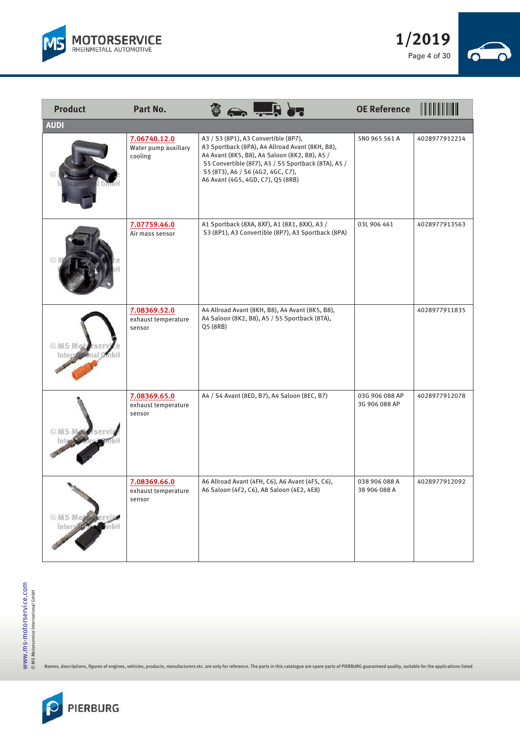| Product | Part No. | | OE Reference | |
|---|---|---|---|---|
| **AUDI** | | | | |
| | 7.06740.12.0 Water pump auxiliary cooling | A3 / S3 (8P1), A3 Convertible (8P7), A3 Sportback (8PA), A4 Allroad Avant (8KH, B8), A4 Avant (8K5, B8), A4 Saloon (8K2, B8), A5 / S5 Convertible (8F7), A5 / S5 Sportback (8TA), A5 / S5 (8T3), A6 / S6 (4G2, 4GC, C7), A6 Avant (4G5, 4GD, C7), Q5 (8RB) | 5N0 965 561 A | 4028977912214 |
| | 7.07759.46.0 Air mass sensor | A1 Sportback (8XA, 8XF), A1 (8X1, 8XK), A3 / S3 (8P1), A3 Convertible (8P7), A3 Sportback (8PA) | 03L 906 461 | 4028977913563 |
| | 7.08369.52.0 exhaust temperature sensor | A4 Allroad Avant (8KH, B8), A4 Avant (8K5, B8), A4 Saloon (8K2, B8), A5 / S5 Sportback (8TA), Q5 (8RB) | | 4028977911835 |
| | 7.08369.65.0 exhaust temperature sensor | A4 / S4 Avant (8ED, B7), A4 Saloon (8EC, B7) | 03G 906 088 AP<br>3G 906 088 AP | 4028977912078 |
| | 7.08369.66.0 exhaust temperature sensor | A6 Allroad Avant (4FH, C6), A6 Avant (4F5, C6), A6 Saloon (4F2, C6), A8 Saloon (4E2, 4E8) | 038 906 088 A<br>38 906 088 A | 4028977912092 |

Names, descriptions, figures of engines, vehicles, products, manufacturers etc. are only for reference. The parts in this catalogue are spare parts of PIERBURG guaranteed quality, suitable for the applications listed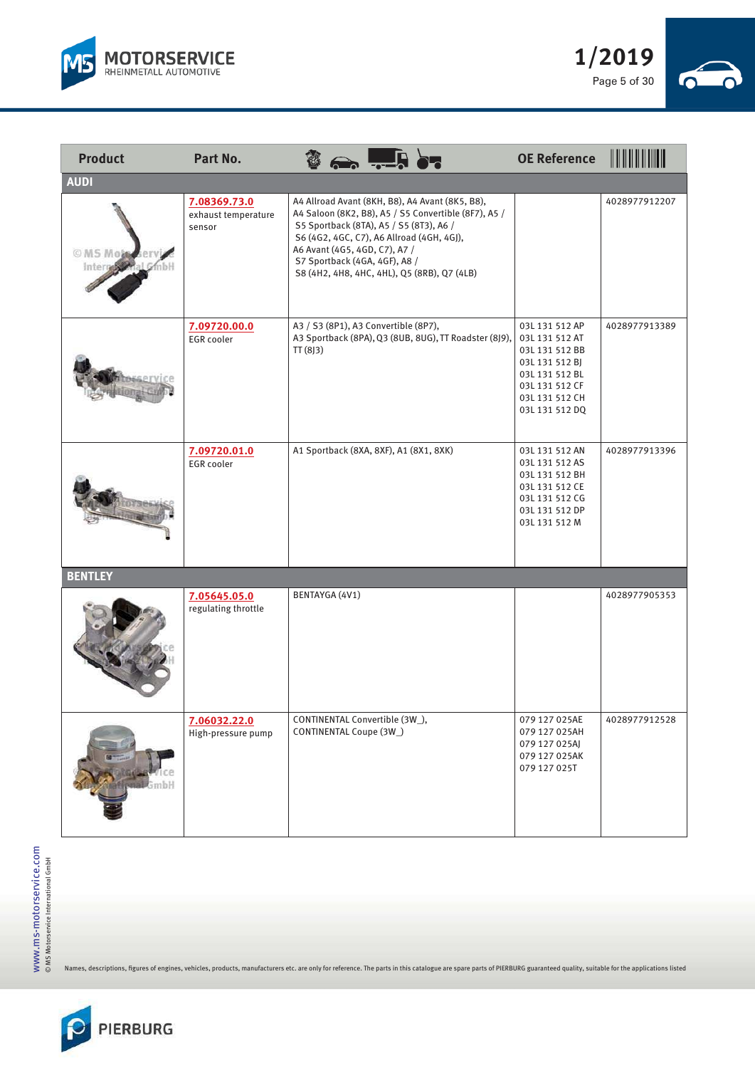| Product | Part No. | | OE Reference | |
|---|---|---|---|---|
| **AUDI** | | | | |
| | 7.08369.73.0 exhaust temperature sensor | A4 Allroad Avant (8KH, B8), A4 Avant (8K5, B8), A4 Saloon (8K2, B8), A5 / S5 Convertible (8F7), A5 / S5 Sportback (8TA), A5 / S5 (8T3), A6 / S6 (4G2, 4GC, C7), A6 Allroad (4GH, 4GJ), A6 Avant (4G5, 4GD, C7), A7 / S7 Sportback (4GA, 4GF), A8 / S8 (4H2, 4H8, 4HC, 4HL), Q5 (8RB), Q7 (4LB) | | 4028977912207 |
| | 7.09720.00.0 EGR cooler | A3 / S3 (8P1), A3 Convertible (8P7), A3 Sportback (8PA), Q3 (8UB, 8UG), TT Roadster (8J9), TT (8J3) | 03L 131 512 AP<br>03L 131 512 AT<br>03L 131 512 BB<br>03L 131 512 BJ<br>03L 131 512 BL<br>03L 131 512 CF<br>03L 131 512 CH<br>03L 131 512 DQ | 4028977913389 |
| | 7.09720.01.0 EGR cooler | A1 Sportback (8XA, 8XF), A1 (8X1, 8XK) | 03L 131 512 AN<br>03L 131 512 AS<br>03L 131 512 BH<br>03L 131 512 CE<br>03L 131 512 CG<br>03L 131 512 DP<br>03L 131 512 M | 4028977913396 |
| **BENTLEY** | | | | |
| | 7.05645.05.0 regulating throttle | BENTAYGA (4V1) | | 4028977905353 |
| | 7.06032.22.0 High-pressure pump | CONTINENTAL Convertible (3W_), CONTINENTAL Coupe (3W_) | 079 127 025AE<br>079 127 025AH<br>079 127 025AJ<br>079 127 025AK<br>079 127 025T | 4028977912528 |

Names, descriptions, figures of engines, vehicles, products, manufacturers etc. are only for reference. The parts in this catalogue are spare parts of PIERBURG guaranteed quality, suitable for the applications listed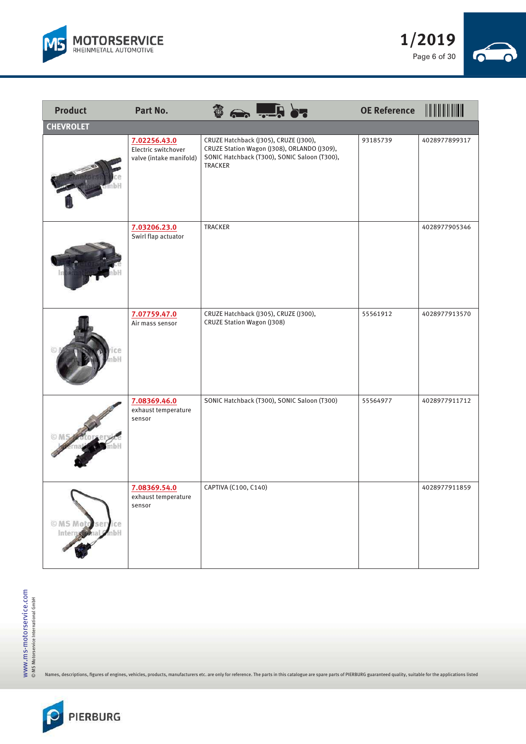| Product | Part No. | Applications | OE Reference | EAN |
|---|---|---|---|---|
| **CHEVROLET** | | | | |
| | 7.02256.43.0<br>Electric switchover valve (intake manifold) | CRUZE Hatchback (J305), CRUZE (J300), CRUZE Station Wagon (J308), ORLANDO (J309), SONIC Hatchback (T300), SONIC Saloon (T300), TRACKER | 93185739 | 4028977899317 |
| | 7.03206.23.0<br>Swirl flap actuator | TRACKER | | 4028977905346 |
| | 7.07759.47.0<br>Air mass sensor | CRUZE Hatchback (J305), CRUZE (J300), CRUZE Station Wagon (J308) | 55561912 | 4028977913570 |
| | 7.08369.46.0<br>exhaust temperature sensor | SONIC Hatchback (T300), SONIC Saloon (T300) | 55564977 | 4028977911712 |
| | 7.08369.54.0<br>exhaust temperature sensor | CAPTIVA (C100, C140) | | 4028977911859 |

Names, descriptions, figures of engines, vehicles, products, manufacturers etc. are only for reference. The parts in this catalogue are spare parts of PIERBURG guaranteed quality, suitable for the applications listed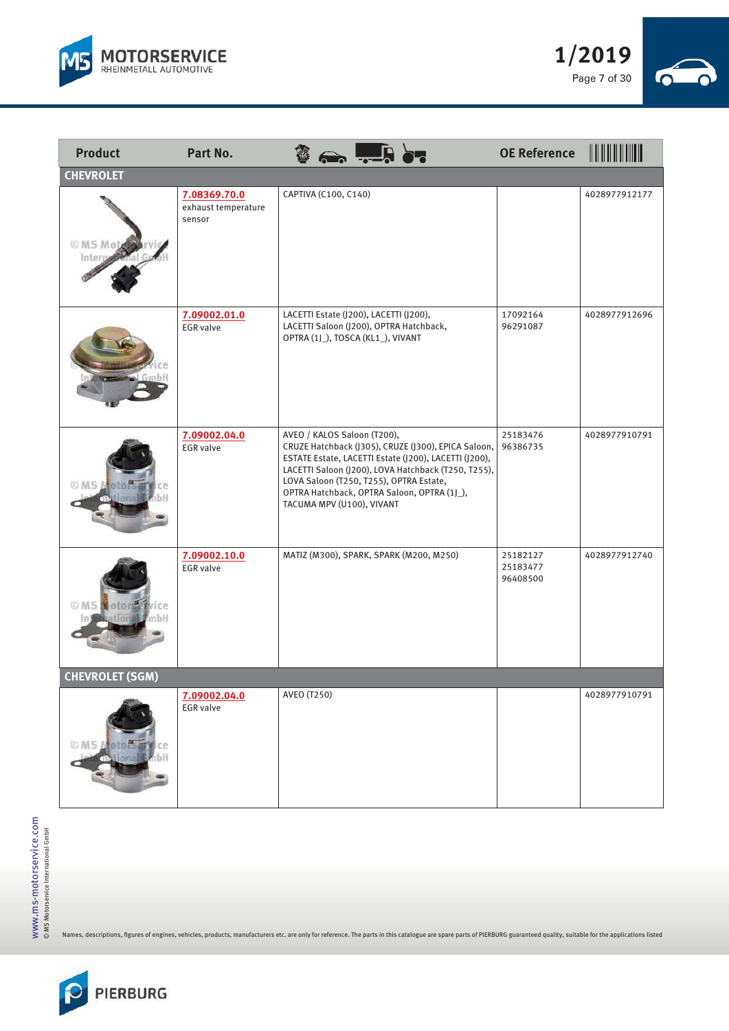| Product | Part No. | | OE Reference | |
|---|---|---|---|---|
| **CHEVROLET** | | | | |
| | 7.08369.70.0 exhaust temperature sensor | CAPTIVA (C100, C140) | | 4028977912177 |
| | 7.09002.01.0 EGR valve | LACETTI Estate (J200), LACETTI (J200), LACETTI Saloon (J200), OPTRA Hatchback, OPTRA (1J_), TOSCA (KL1_), VIVANT | 17092164 96291087 | 4028977912696 |
| | 7.09002.04.0 EGR valve | AVEO / KALOS Saloon (T200), CRUZE Hatchback (J305), CRUZE (J300), EPICA Saloon, ESTATE Estate, LACETTI Estate (J200), LACETTI (J200), LACETTI Saloon (J200), LOVA Hatchback (T250, T255), LOVA Saloon (T250, T255), OPTRA Estate, OPTRA Hatchback, OPTRA Saloon, OPTRA (1J_), TACUMA MPV (U100), VIVANT | 25183476 96386735 | 4028977910791 |
| | 7.09002.10.0 EGR valve | MATIZ (M300), SPARK, SPARK (M200, M250) | 25182127 25183477 96408500 | 4028977912740 |
| **CHEVROLET (SGM)** | | | | |
| | 7.09002.04.0 EGR valve | AVEO (T250) | | 4028977910791 |

Names, descriptions, figures of engines, vehicles, products, manufacturers etc. are only for reference. The parts in this catalogue are spare parts of PIERBURG guaranteed quality, suitable for the applications listed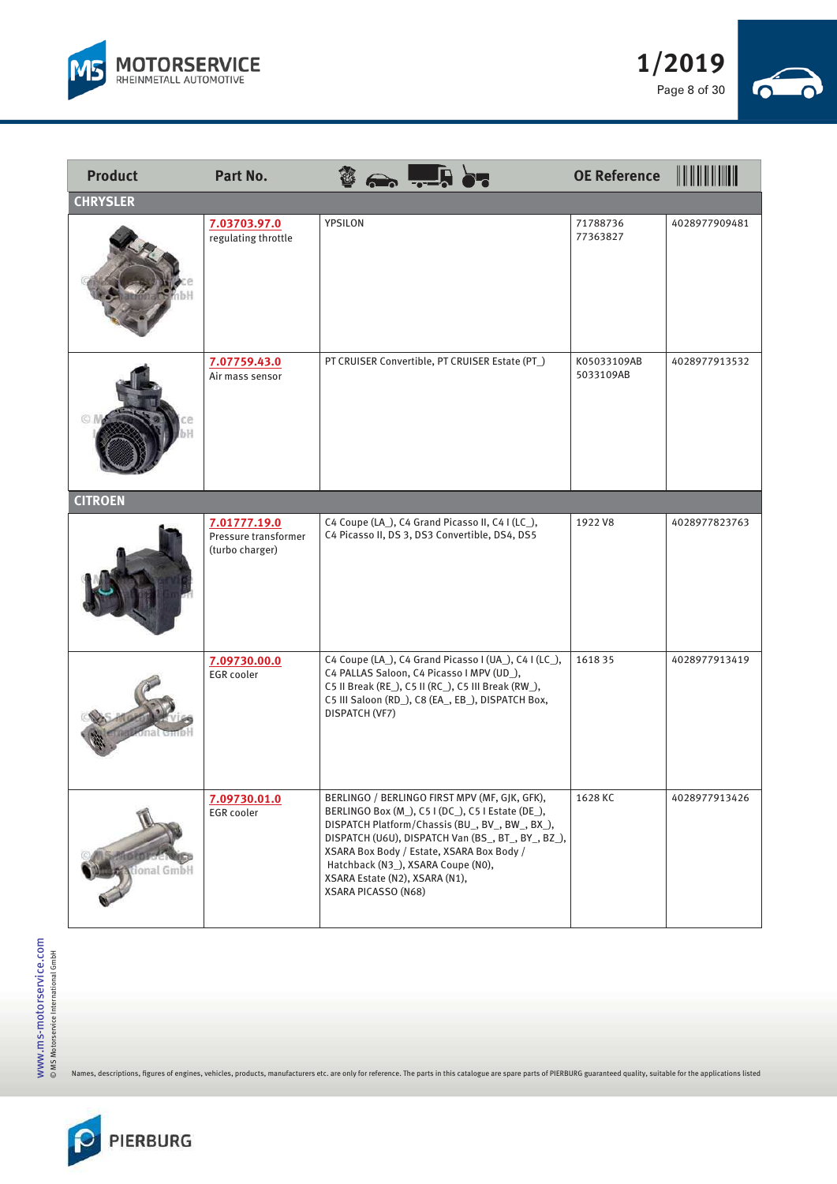| Product | Part No. | | OE Reference | |
|---|---|---|---|---|
| **CHRYSLER** | | | | |
| | 7.03703.97.0<br>regulating throttle | YPSILON | 71788736<br>77363827 | 4028977909481 |
| | 7.07759.43.0<br>Air mass sensor | PT CRUISER Convertible, PT CRUISER Estate (PT_) | K05033109AB<br>5033109AB | 4028977913532 |
| **CITROEN** | | | | |
| | 7.01777.19.0<br>Pressure transformer (turbo charger) | C4 Coupe (LA_), C4 Grand Picasso II, C4 I (LC_), C4 Picasso II, DS 3, DS3 Convertible, DS4, DS5 | 1922 V8 | 4028977823763 |
| | 7.09730.00.0<br>EGR cooler | C4 Coupe (LA_), C4 Grand Picasso I (UA_), C4 I (LC_), C4 PALLAS Saloon, C4 Picasso I MPV (UD_), C5 II Break (RE_), C5 II (RC_), C5 III Break (RW_), C5 III Saloon (RD_), C8 (EA_, EB_), DISPATCH Box, DISPATCH (VF7) | 1618 35 | 4028977913419 |
| | 7.09730.01.0<br>EGR cooler | BERLINGO / BERLINGO FIRST MPV (MF, GJK, GFK), BERLINGO Box (M_), C5 I (DC_), C5 I Estate (DE_), DISPATCH Platform/Chassis (BU_, BV_, BW_, BX_), DISPATCH (U6U), DISPATCH Van (BS_, BT_, BY_, BZ_), XSARA Box Body / Estate, XSARA Box Body / Hatchback (N3_), XSARA Coupe (N0), XSARA Estate (N2), XSARA (N1), XSARA PICASSO (N68) | 1628 KC | 4028977913426 |

Names, descriptions, figures of engines, vehicles, products, manufacturers etc. are only for reference. The parts in this catalogue are spare parts of PIERBURG guaranteed quality, suitable for the applications listed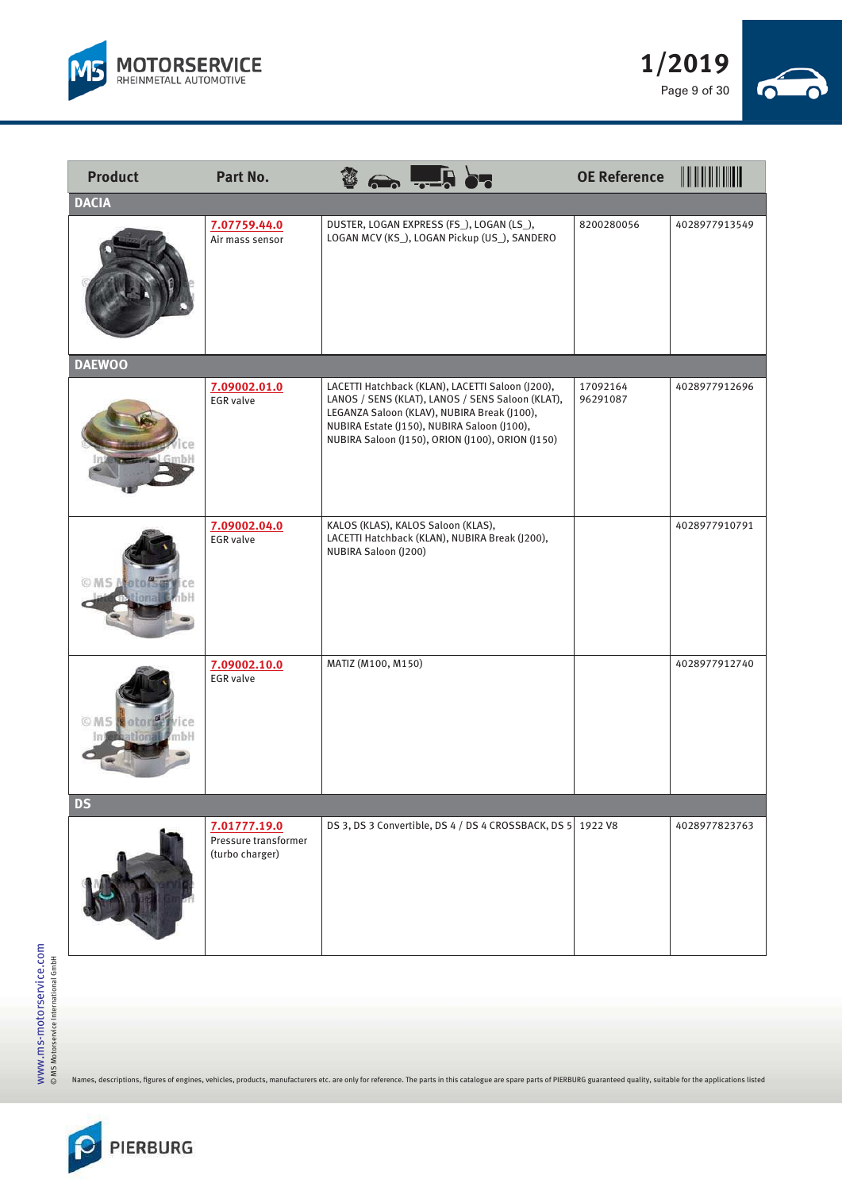| Product | Part No. | Applications | OE Reference | EAN |
|---|---|---|---|---|
| **DACIA** | | | | |
| | 7.07759.44.0 Air mass sensor | DUSTER, LOGAN EXPRESS (FS_), LOGAN (LS_), LOGAN MCV (KS_), LOGAN Pickup (US_), SANDERO | 8200280056 | 4028977913549 |
| **DAEWOO** | | | | |
| | 7.09002.01.0 EGR valve | LACETTI Hatchback (KLAN), LACETTI Saloon (J200), LANOS / SENS (KLAT), LANOS / SENS Saloon (KLAT), LEGANZA Saloon (KLAV), NUBIRA Break (J100), NUBIRA Estate (J150), NUBIRA Saloon (J100), NUBIRA Saloon (J150), ORION (J100), ORION (J150) | 17092164 96291087 | 4028977912696 |
| | 7.09002.04.0 EGR valve | KALOS (KLAS), KALOS Saloon (KLAS), LACETTI Hatchback (KLAN), NUBIRA Break (J200), NUBIRA Saloon (J200) | | 4028977910791 |
| | 7.09002.10.0 EGR valve | MATIZ (M100, M150) | | 4028977912740 |
| **DS** | | | | |
| | 7.01777.19.0 Pressure transformer (turbo charger) | DS 3, DS 3 Convertible, DS 4 / DS 4 CROSSBACK, DS 5 | 1922 V8 | 4028977823763 |

Names, descriptions, figures of engines, vehicles, products, manufacturers etc. are only for reference. The parts in this catalogue are spare parts of PIERBURG guaranteed quality, suitable for the applications listed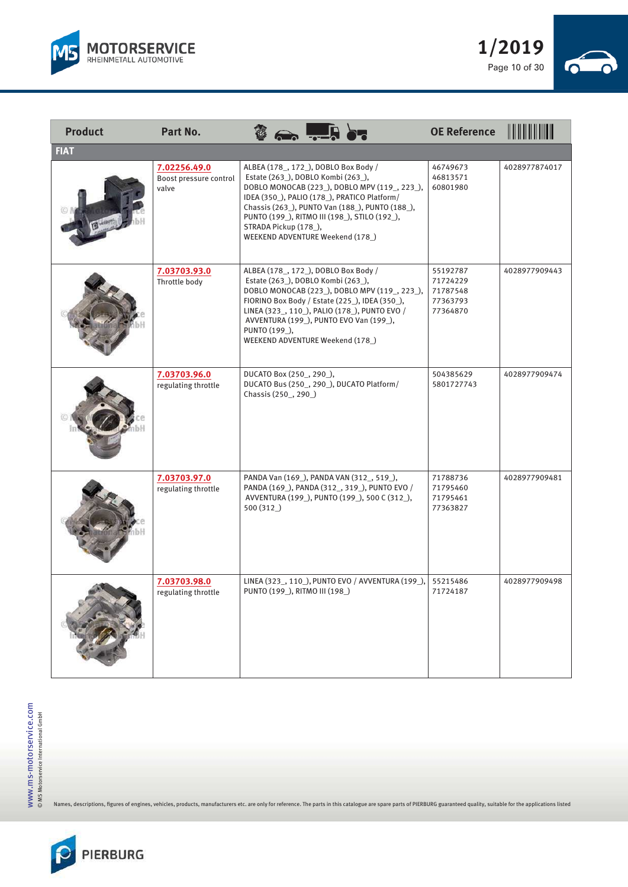| Product | Part No. | | OE Reference | |
|---|---|---|---|---|
| **FIAT** | | | | |
| | **7.02256.49.0** Boost pressure control valve | ALBEA (178_, 172_), DOBLO Box Body / Estate (263_), DOBLO Kombi (263_), DOBLO MONOCAB (223_), DOBLO MPV (119_, 223_), IDEA (350_), PALIO (178_), PRATICO Platform/ Chassis (263_), PUNTO Van (188_), PUNTO (188_), PUNTO (199_), RITMO III (198_), STILO (192_), STRADA Pickup (178_), WEEKEND ADVENTURE Weekend (178_) | 46749673 46813571 60801980 | 4028977874017 |
| | **7.03703.93.0** Throttle body | ALBEA (178_, 172_), DOBLO Box Body / Estate (263_), DOBLO Kombi (263_), DOBLO MONOCAB (223_), DOBLO MPV (119_, 223_), FIORINO Box Body / Estate (225_), IDEA (350_), LINEA (323_, 110_), PALIO (178_), PUNTO EVO / AVVENTURA (199_), PUNTO EVO Van (199_), PUNTO (199_), WEEKEND ADVENTURE Weekend (178_) | 55192787 71724229 71787548 77363793 77364870 | 4028977909443 |
| | **7.03703.96.0** regulating throttle | DUCATO Box (250_, 290_), DUCATO Bus (250_, 290_), DUCATO Platform/ Chassis (250_, 290_) | 504385629 5801727743 | 4028977909474 |
| | **7.03703.97.0** regulating throttle | PANDA Van (169_), PANDA VAN (312_, 519_), PANDA (169_), PANDA (312_, 319_), PUNTO EVO / AVVENTURA (199_), PUNTO (199_), 500 C (312_), 500 (312_) | 71788736 71795460 71795461 77363827 | 4028977909481 |
| | **7.03703.98.0** regulating throttle | LINEA (323_, 110_), PUNTO EVO / AVVENTURA (199_), PUNTO (199_), RITMO III (198_) | 55215486 71724187 | 4028977909498 |

Names, descriptions, figures of engines, vehicles, products, manufacturers etc. are only for reference. The parts in this catalogue are spare parts of PIERBURG guaranteed quality, suitable for the applications listed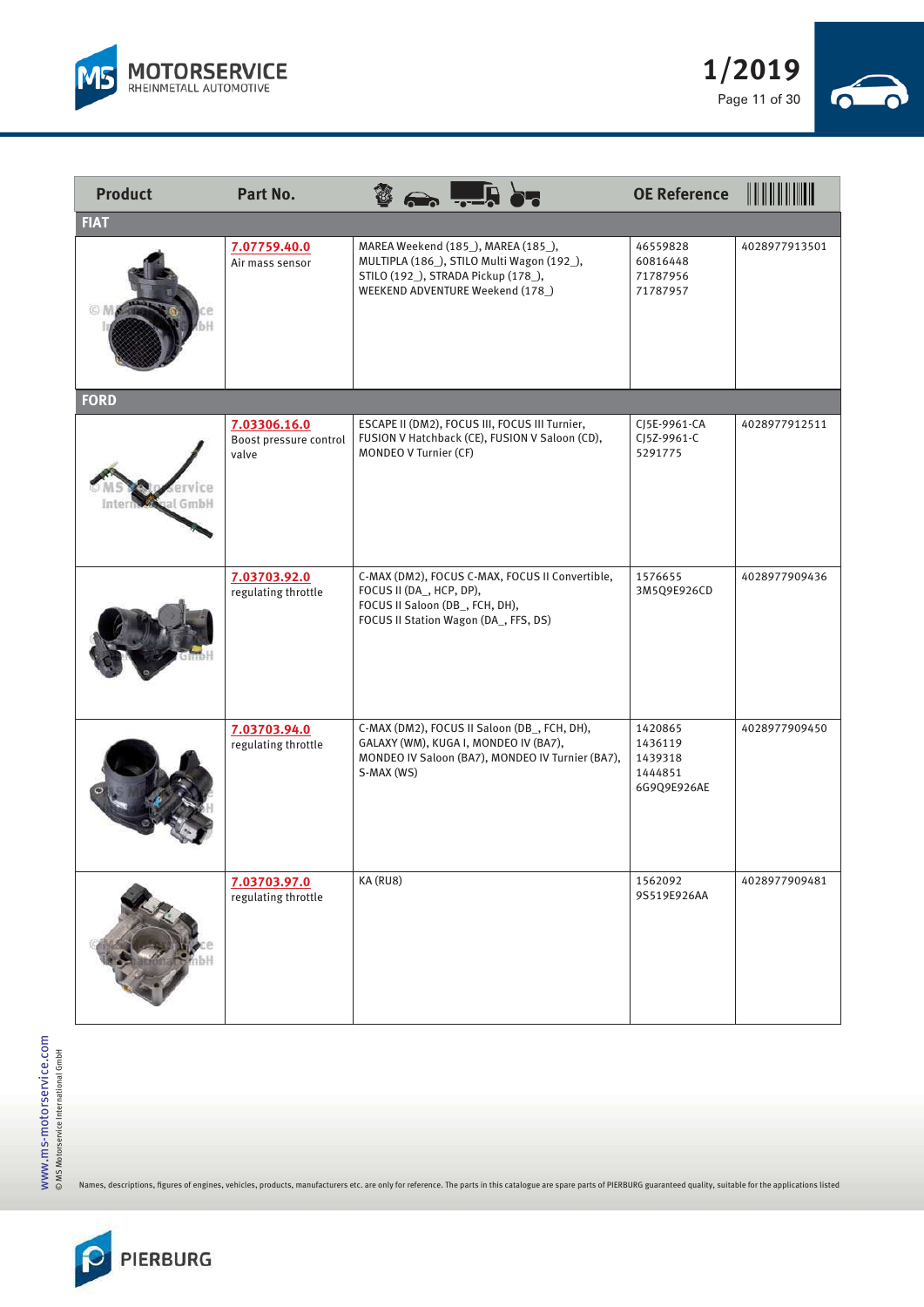| Product | Part No. | Application | OE Reference | EAN |
|---|---|---|---|---|
| **FIAT** | | | | |
| | 7.07759.40.0<br>Air mass sensor | MAREA Weekend (185_), MAREA (185_), MULTIPLA (186_), STILO Multi Wagon (192_), STILO (192_), STRADA Pickup (178_), WEEKEND ADVENTURE Weekend (178_) | 46559828<br>60816448<br>71787956<br>71787957 | 4028977913501 |
| **FORD** | | | | |
| | 7.03306.16.0<br>Boost pressure control valve | ESCAPE II (DM2), FOCUS III, FOCUS III Turnier, FUSION V Hatchback (CE), FUSION V Saloon (CD), MONDEO V Turnier (CF) | CJ5E-9961-CA<br>CJ5Z-9961-C<br>5291775 | 4028977912511 |
| | 7.03703.92.0<br>regulating throttle | C-MAX (DM2), FOCUS C-MAX, FOCUS II Convertible, FOCUS II (DA_, HCP, DP), FOCUS II Saloon (DB_, FCH, DH), FOCUS II Station Wagon (DA_, FFS, DS) | 1576655<br>3M5Q9E926CD | 4028977909436 |
| | 7.03703.94.0<br>regulating throttle | C-MAX (DM2), FOCUS II Saloon (DB_, FCH, DH), GALAXY (WM), KUGA I, MONDEO IV (BA7), MONDEO IV Saloon (BA7), MONDEO IV Turnier (BA7), S-MAX (WS) | 1420865<br>1436119<br>1439318<br>1444851<br>6G9Q9E926AE | 4028977909450 |
| | 7.03703.97.0<br>regulating throttle | KA (RU8) | 1562092<br>9S519E926AA | 4028977909481 |

Names, descriptions, figures of engines, vehicles, products, manufacturers etc. are only for reference. The parts in this catalogue are spare parts of PIERBURG guaranteed quality, suitable for the applications listed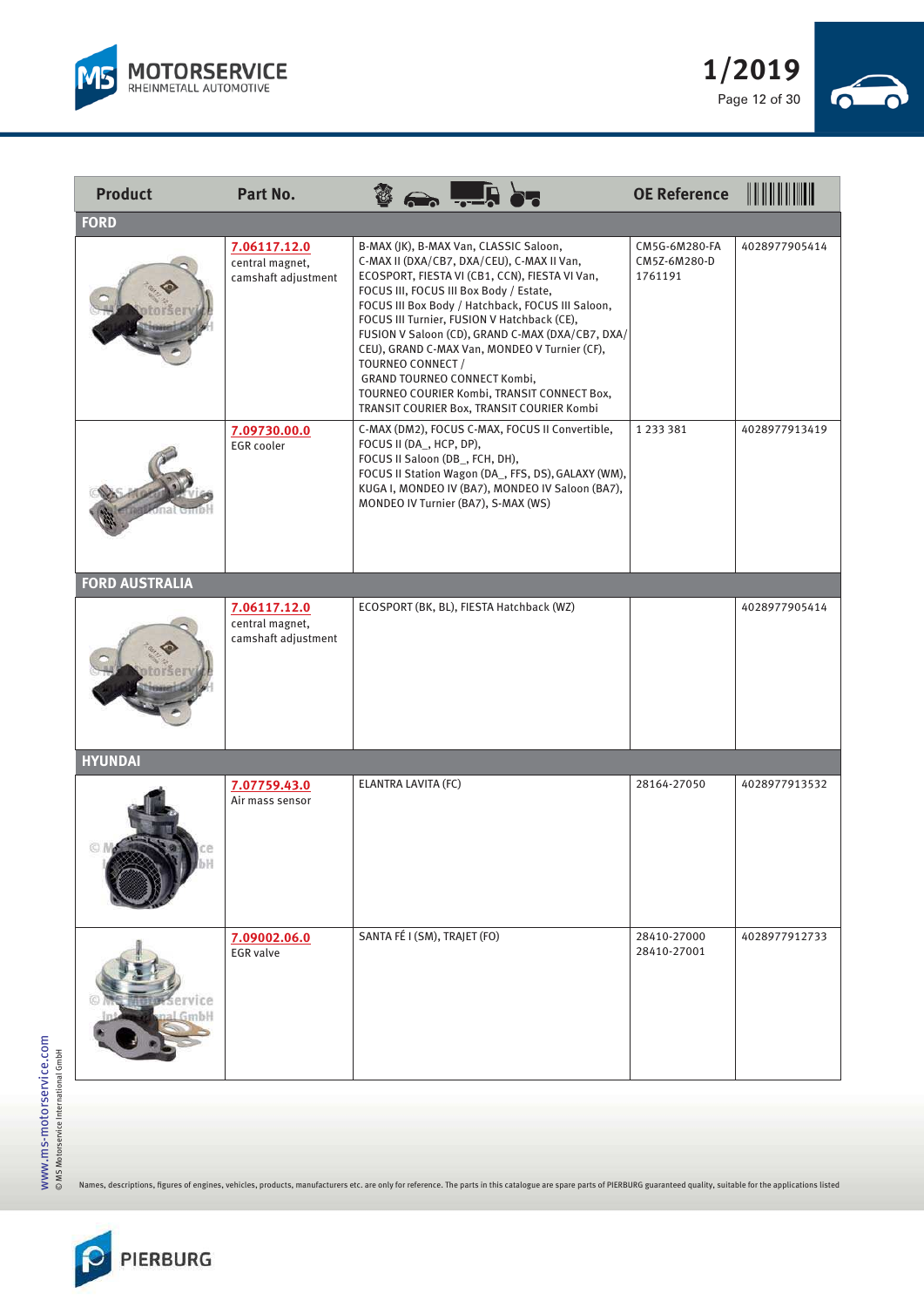| Product | Part No. | | OE Reference | |
|---|---|---|---|---|
| **FORD** | | | | |
| | **7.06117.12.0** central magnet, camshaft adjustment | B-MAX (JK), B-MAX Van, CLASSIC Saloon, C-MAX II (DXA/CB7, DXA/CEU), C-MAX II Van, ECOSPORT, FIESTA VI (CB1, CCN), FIESTA VI Van, FOCUS III, FOCUS III Box Body / Estate, FOCUS III Box Body / Hatchback, FOCUS III Saloon, FOCUS III Turnier, FUSION V Hatchback (CE), FUSION V Saloon (CD), GRAND C-MAX (DXA/CB7, DXA/CEU), GRAND C-MAX Van, MONDEO V Turnier (CF), TOURNEO CONNECT / GRAND TOURNEO CONNECT Kombi, TOURNEO COURIER Kombi, TRANSIT CONNECT Box, TRANSIT COURIER Box, TRANSIT COURIER Kombi | CM5G-6M280-FA CM5Z-6M280-D 1761191 | 4028977905414 |
| | **7.09730.00.0** EGR cooler | C-MAX (DM2), FOCUS C-MAX, FOCUS II Convertible, FOCUS II (DA_, HCP, DP), FOCUS II Saloon (DB_, FCH, DH), FOCUS II Station Wagon (DA_, FFS, DS), GALAXY (WM), KUGA I, MONDEO IV (BA7), MONDEO IV Saloon (BA7), MONDEO IV Turnier (BA7), S-MAX (WS) | 1 233 381 | 4028977913419 |
| **FORD AUSTRALIA** | | | | |
| | **7.06117.12.0** central magnet, camshaft adjustment | ECOSPORT (BK, BL), FIESTA Hatchback (WZ) | | 4028977905414 |
| **HYUNDAI** | | | | |
| | **7.07759.43.0** Air mass sensor | ELANTRA LAVITA (FC) | 28164-27050 | 4028977913532 |
| | **7.09002.06.0** EGR valve | SANTA FÉ I (SM), TRAJET (FO) | 28410-27000 28410-27001 | 4028977912733 |

Names, descriptions, figures of engines, vehicles, products, manufacturers etc. are only for reference. The parts in this catalogue are spare parts of PIERBURG guaranteed quality, suitable for the applications listed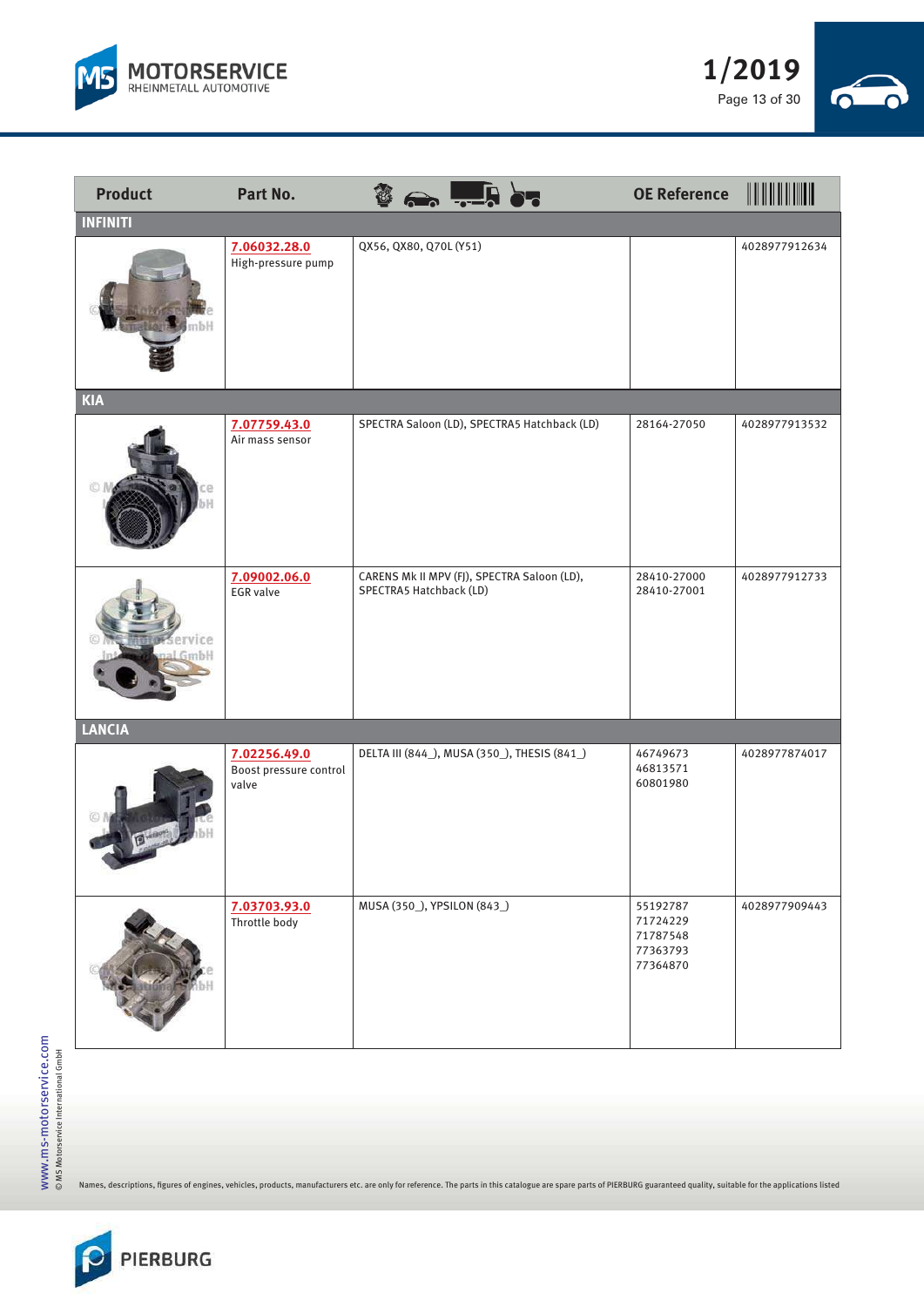| Product | Part No. | | OE Reference | |
|---|---|---|---|---|
| **INFINITI** | | | | |
| | 7.06032.28.0<br>High-pressure pump | QX56, QX80, Q70L (Y51) | | 4028977912634 |
| **KIA** | | | | |
| | 7.07759.43.0<br>Air mass sensor | SPECTRA Saloon (LD), SPECTRA5 Hatchback (LD) | 28164-27050 | 4028977913532 |
| | 7.09002.06.0<br>EGR valve | CARENS Mk II MPV (FJ), SPECTRA Saloon (LD), SPECTRA5 Hatchback (LD) | 28410-27000<br>28410-27001 | 4028977912733 |
| **LANCIA** | | | | |
| | 7.02256.49.0<br>Boost pressure control valve | DELTA III (844_), MUSA (350_), THESIS (841_) | 46749673<br>46813571<br>60801980 | 4028977874017 |
| | 7.03703.93.0<br>Throttle body | MUSA (350_), YPSILON (843_) | 55192787<br>71724229<br>71787548<br>77363793<br>77364870 | 4028977909443 |

Names, descriptions, figures of engines, vehicles, products, manufacturers etc. are only for reference. The parts in this catalogue are spare parts of PIERBURG guaranteed quality, suitable for the applications listed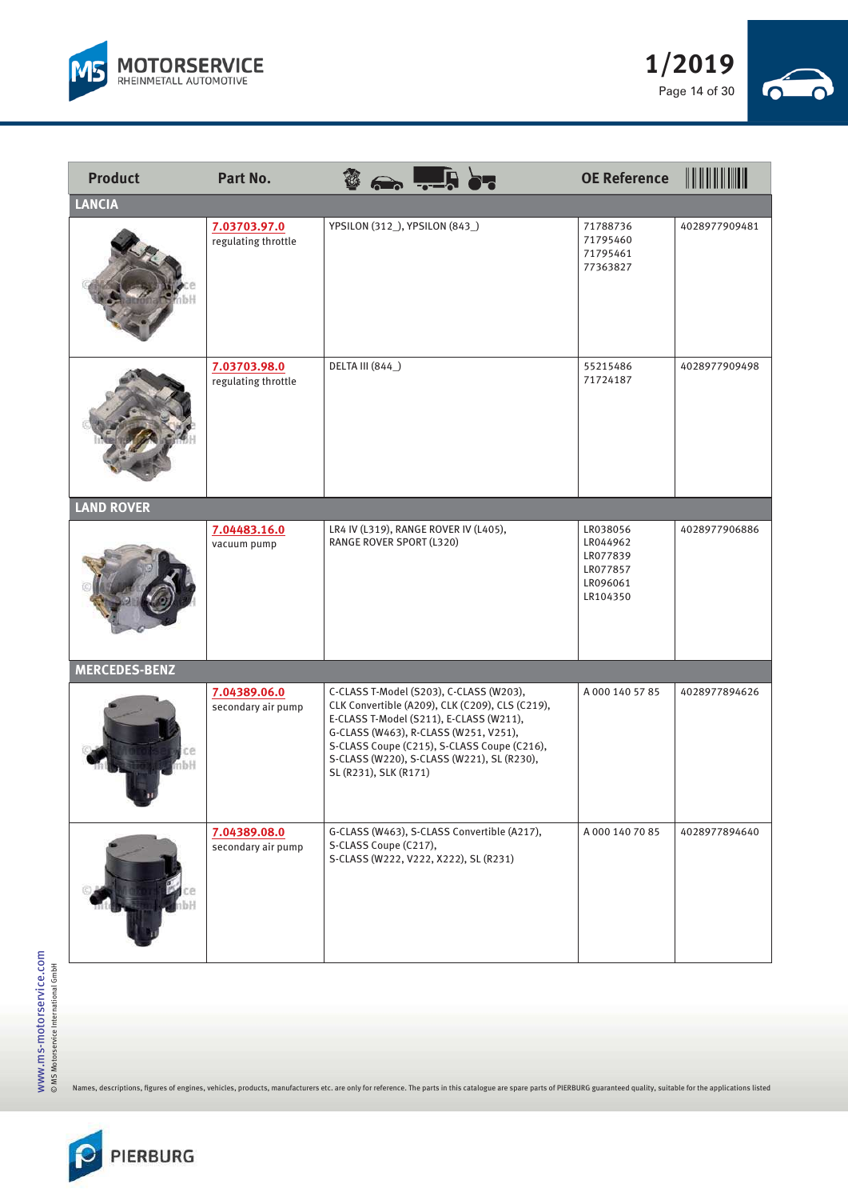| Product | Part No. | Application | OE Reference | EAN |
|---|---|---|---|---|
| **LANCIA** | | | | |
| | 7.03703.97.0<br>regulating throttle | YPSILON (312_), YPSILON (843_) | 71788736<br>71795460<br>71795461<br>77363827 | 4028977909481 |
| | 7.03703.98.0<br>regulating throttle | DELTA III (844_) | 55215486<br>71724187 | 4028977909498 |
| **LAND ROVER** | | | | |
| | 7.04483.16.0<br>vacuum pump | LR4 IV (L319), RANGE ROVER IV (L405), RANGE ROVER SPORT (L320) | LR038056<br>LR044962<br>LR077839<br>LR077857<br>LR096061<br>LR104350 | 4028977906886 |
| **MERCEDES-BENZ** | | | | |
| | 7.04389.06.0<br>secondary air pump | C-CLASS T-Model (S203), C-CLASS (W203), CLK Convertible (A209), CLK (C209), CLS (C219), E-CLASS T-Model (S211), E-CLASS (W211), G-CLASS (W463), R-CLASS (W251, V251), S-CLASS Coupe (C215), S-CLASS Coupe (C216), S-CLASS (W220), S-CLASS (W221), SL (R230), SL (R231), SLK (R171) | A 000 140 57 85 | 4028977894626 |
| | 7.04389.08.0<br>secondary air pump | G-CLASS (W463), S-CLASS Convertible (A217), S-CLASS Coupe (C217), S-CLASS (W222, V222, X222), SL (R231) | A 000 140 70 85 | 4028977894640 |

Names, descriptions, figures of engines, vehicles, products, manufacturers etc. are only for reference. The parts in this catalogue are spare parts of PIERBURG guaranteed quality, suitable for the applications listed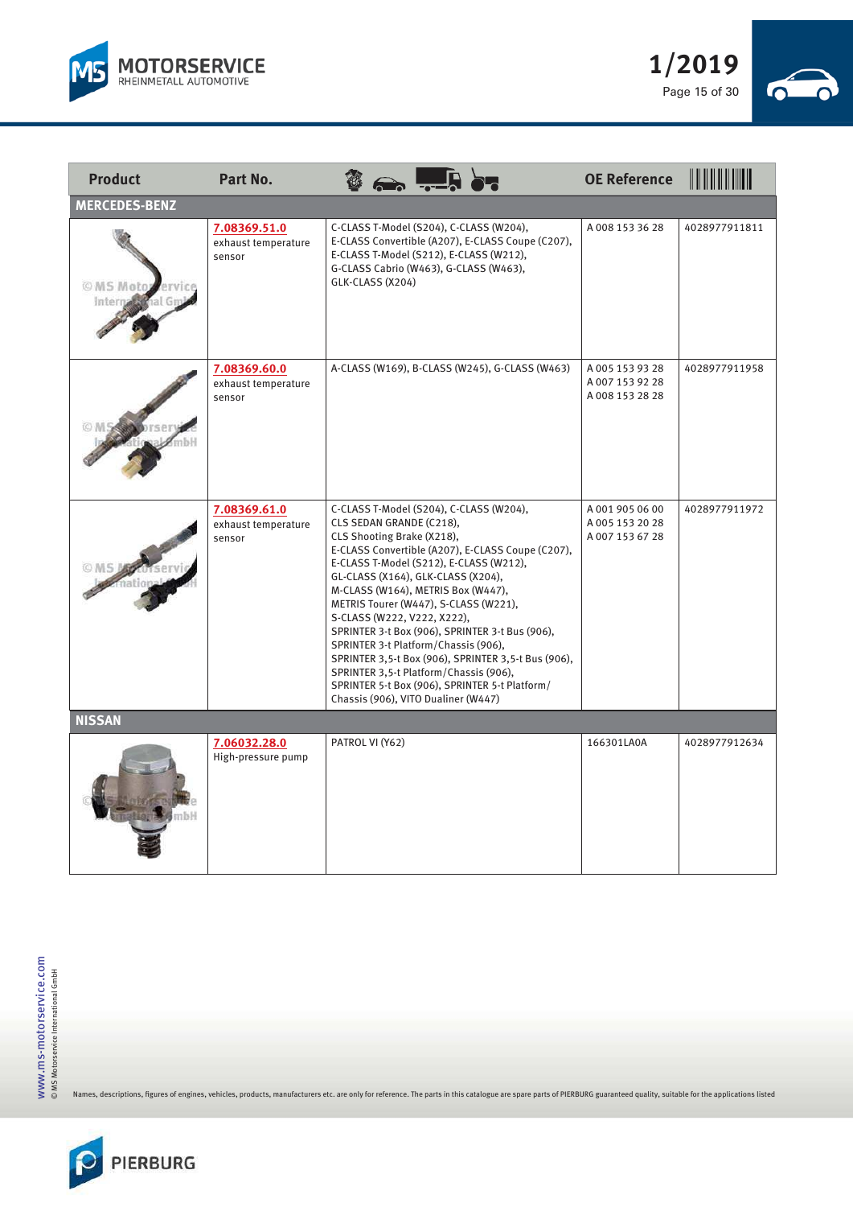| Product | Part No. | | OE Reference | |
|---|---|---|---|---|
| **MERCEDES-BENZ** | | | | |
| | 7.08369.51.0<br>exhaust temperature sensor | C-CLASS T-Model (S204), C-CLASS (W204), E-CLASS Convertible (A207), E-CLASS Coupe (C207), E-CLASS T-Model (S212), E-CLASS (W212), G-CLASS Cabrio (W463), G-CLASS (W463), GLK-CLASS (X204) | A 008 153 36 28 | 4028977911811 |
| | 7.08369.60.0<br>exhaust temperature sensor | A-CLASS (W169), B-CLASS (W245), G-CLASS (W463) | A 005 153 93 28<br>A 007 153 92 28<br>A 008 153 28 28 | 4028977911958 |
| | 7.08369.61.0<br>exhaust temperature sensor | C-CLASS T-Model (S204), C-CLASS (W204), CLS SEDAN GRANDE (C218), CLS Shooting Brake (X218), E-CLASS Convertible (A207), E-CLASS Coupe (C207), E-CLASS T-Model (S212), E-CLASS (W212), GL-CLASS (X164), GLK-CLASS (X204), M-CLASS (W164), METRIS Box (W447), METRIS Tourer (W447), S-CLASS (W221), S-CLASS (W222, V222, X222), SPRINTER 3-t Box (906), SPRINTER 3-t Bus (906), SPRINTER 3-t Platform/Chassis (906), SPRINTER 3,5-t Box (906), SPRINTER 3,5-t Bus (906), SPRINTER 3,5-t Platform/Chassis (906), SPRINTER 5-t Box (906), SPRINTER 5-t Platform/Chassis (906), VITO Dualiner (W447) | A 001 905 06 00<br>A 005 153 20 28<br>A 007 153 67 28 | 4028977911972 |
| **NISSAN** | | | | |
| | 7.06032.28.0<br>High-pressure pump | PATROL VI (Y62) | 166301LA0A | 4028977912634 |

Names, descriptions, figures of engines, vehicles, products, manufacturers etc. are only for reference. The parts in this catalogue are spare parts of PIERBURG guaranteed quality, suitable for the applications listed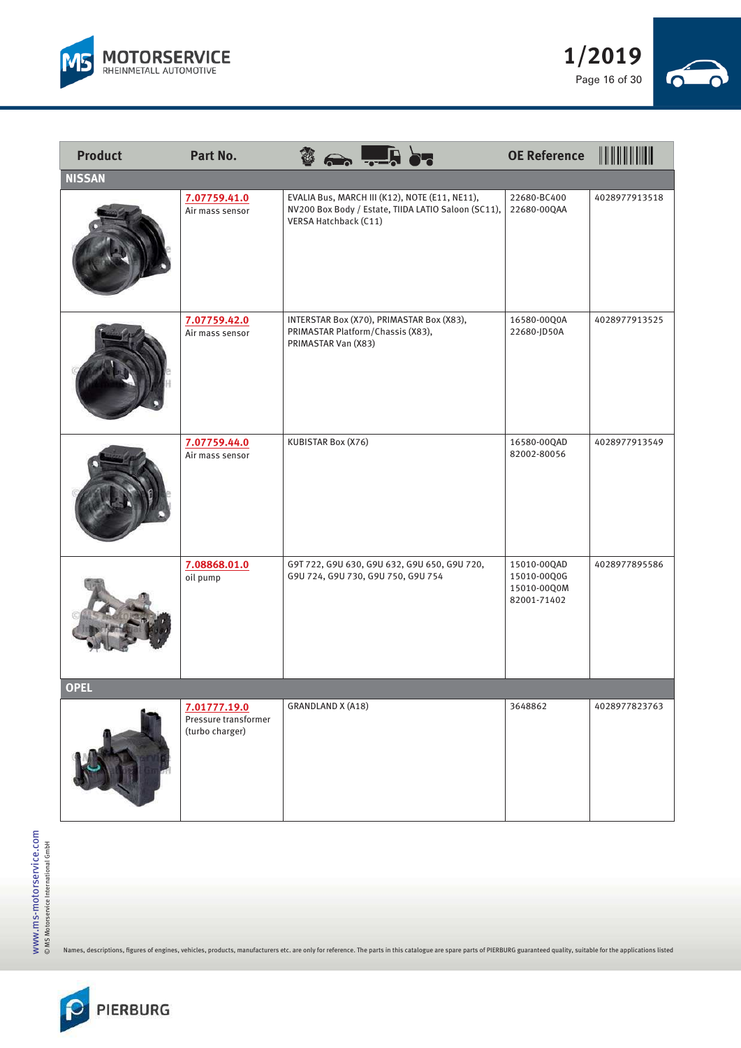| Product | Part No. | Application | OE Reference | EAN |
|---|---|---|---|---|
| **NISSAN** | | | | |
| | 7.07759.41.0<br>Air mass sensor | EVALIA Bus, MARCH III (K12), NOTE (E11, NE11), NV200 Box Body / Estate, TIIDA LATIO Saloon (SC11), VERSA Hatchback (C11) | 22680-BC400<br>22680-00QAA | 4028977913518 |
| | 7.07759.42.0<br>Air mass sensor | INTERSTAR Box (X70), PRIMASTAR Box (X83), PRIMASTAR Platform/Chassis (X83), PRIMASTAR Van (X83) | 16580-00Q0A<br>22680-JD50A | 4028977913525 |
| | 7.07759.44.0<br>Air mass sensor | KUBISTAR Box (X76) | 16580-00QAD<br>82002-80056 | 4028977913549 |
| | 7.08868.01.0<br>oil pump | G9T 722, G9U 630, G9U 632, G9U 650, G9U 720, G9U 724, G9U 730, G9U 750, G9U 754 | 15010-00QAD<br>15010-00Q0G<br>15010-00Q0M<br>82001-71402 | 4028977895586 |
| **OPEL** | | | | |
| | 7.01777.19.0<br>Pressure transformer (turbo charger) | GRANDLAND X (A18) | 3648862 | 4028977823763 |

Names, descriptions, figures of engines, vehicles, products, manufacturers etc. are only for reference. The parts in this catalogue are spare parts of PIERBURG guaranteed quality, suitable for the applications listed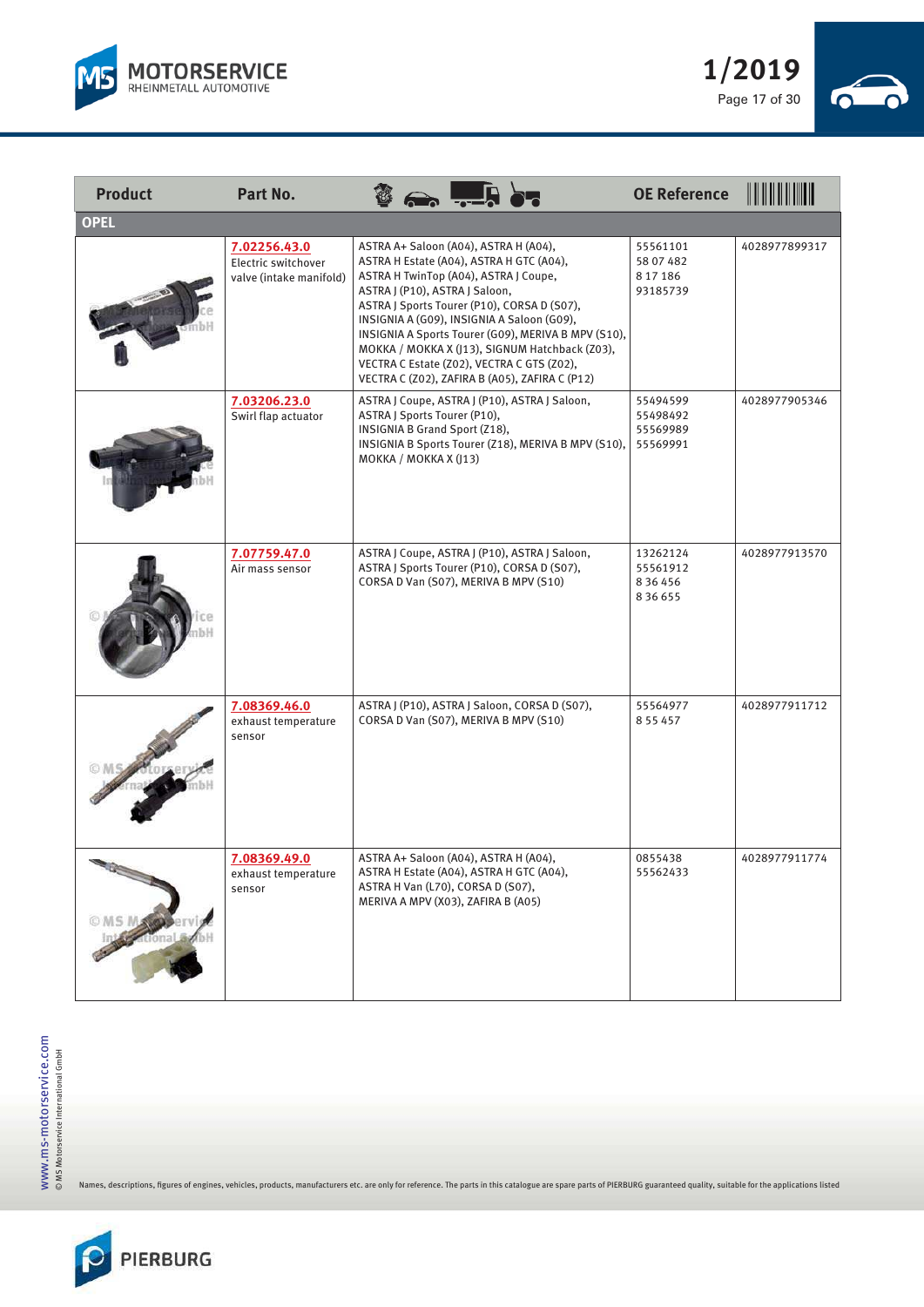| Product | Part No. | | OE Reference | |
|---|---|---|---|---|
| **OPEL** | | | | |
| | **7.02256.43.0** Electric switchover valve (intake manifold) | ASTRA A+ Saloon (A04), ASTRA H (A04), ASTRA H Estate (A04), ASTRA H GTC (A04), ASTRA H TwinTop (A04), ASTRA J Coupe, ASTRA J (P10), ASTRA J Saloon, ASTRA J Sports Tourer (P10), CORSA D (S07), INSIGNIA A (G09), INSIGNIA A Saloon (G09), INSIGNIA A Sports Tourer (G09), MERIVA B MPV (S10), MOKKA / MOKKA X (J13), SIGNUM Hatchback (Z03), VECTRA C Estate (Z02), VECTRA C GTS (Z02), VECTRA C (Z02), ZAFIRA B (A05), ZAFIRA C (P12) | 55561101<br>58 07 482<br>8 17 186<br>93185739 | 4028977899317 |
| | **7.03206.23.0** Swirl flap actuator | ASTRA J Coupe, ASTRA J (P10), ASTRA J Saloon, ASTRA J Sports Tourer (P10), INSIGNIA B Grand Sport (Z18), INSIGNIA B Sports Tourer (Z18), MERIVA B MPV (S10), MOKKA / MOKKA X (J13) | 55494599<br>55498492<br>55569989<br>55569991 | 4028977905346 |
| | **7.07759.47.0** Air mass sensor | ASTRA J Coupe, ASTRA J (P10), ASTRA J Saloon, ASTRA J Sports Tourer (P10), CORSA D (S07), CORSA D Van (S07), MERIVA B MPV (S10) | 13262124<br>55561912<br>8 36 456<br>8 36 655 | 4028977913570 |
| | **7.08369.46.0** exhaust temperature sensor | ASTRA J (P10), ASTRA J Saloon, CORSA D (S07), CORSA D Van (S07), MERIVA B MPV (S10) | 55564977<br>8 55 457 | 4028977911712 |
| | **7.08369.49.0** exhaust temperature sensor | ASTRA A+ Saloon (A04), ASTRA H (A04), ASTRA H Estate (A04), ASTRA H GTC (A04), ASTRA H Van (L70), CORSA D (S07), MERIVA A MPV (X03), ZAFIRA B (A05) | 0855438<br>55562433 | 4028977911774 |

Names, descriptions, figures of engines, vehicles, products, manufacturers etc. are only for reference. The parts in this catalogue are spare parts of PIERBURG guaranteed quality, suitable for the applications listed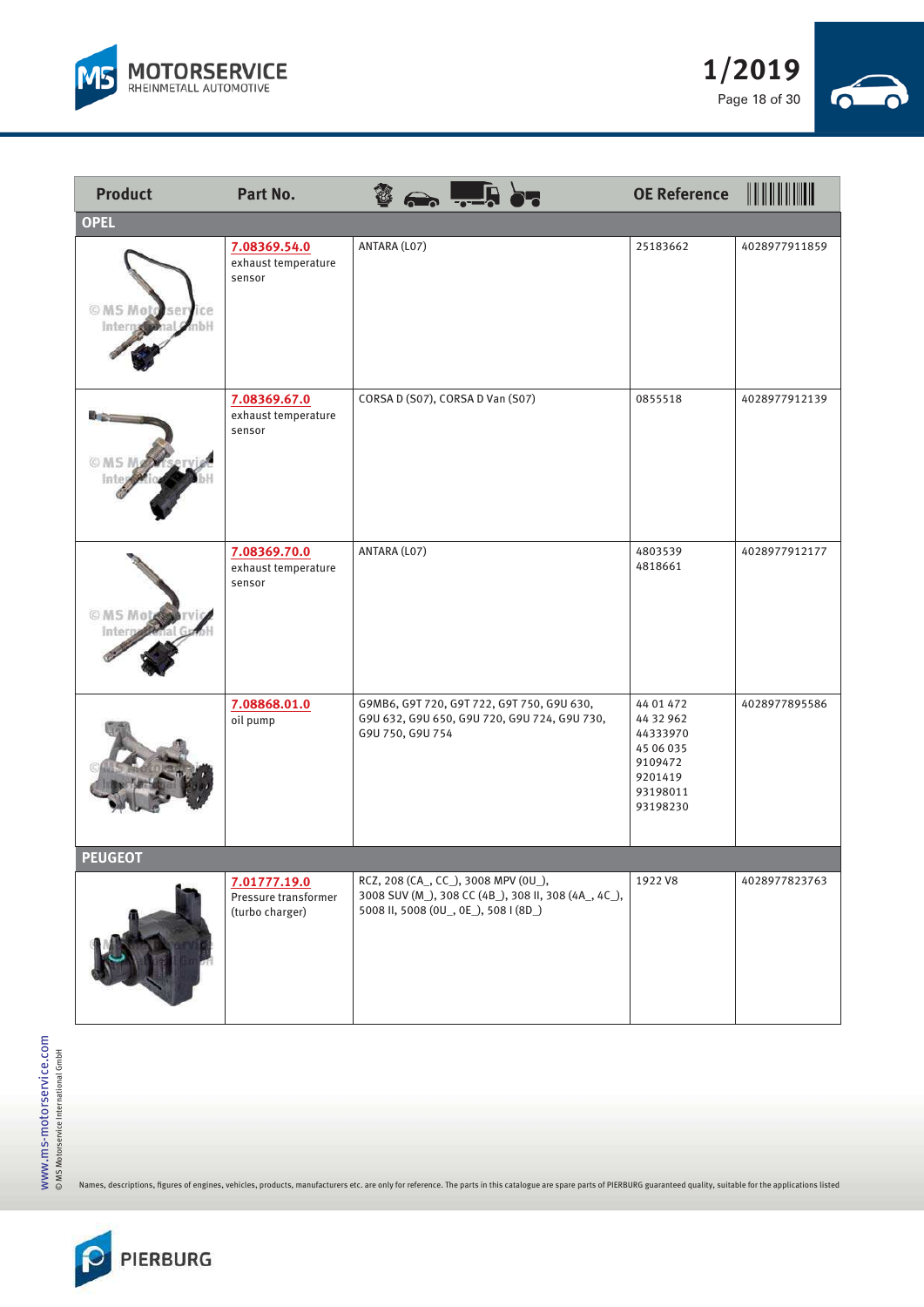| Product | Part No. | Application | OE Reference | EAN |
|---|---|---|---|---|
| **OPEL** | | | | |
| | **7.08369.54.0** exhaust temperature sensor | ANTARA (L07) | 25183662 | 4028977911859 |
| | **7.08369.67.0** exhaust temperature sensor | CORSA D (S07), CORSA D Van (S07) | 0855518 | 4028977912139 |
| | **7.08369.70.0** exhaust temperature sensor | ANTARA (L07) | 4803539<br>4818661 | 4028977912177 |
| | **7.08868.01.0** oil pump | G9MB6, G9T 720, G9T 722, G9T 750, G9U 630, G9U 632, G9U 650, G9U 720, G9U 724, G9U 730, G9U 750, G9U 754 | 44 01 472<br>44 32 962<br>44333970<br>45 06 035<br>9109472<br>9201419<br>93198011<br>93198230 | 4028977895586 |
| **PEUGEOT** | | | | |
| | **7.01777.19.0** Pressure transformer (turbo charger) | RCZ, 208 (CA_, CC_), 3008 MPV (0U_), 3008 SUV (M_), 308 CC (4B_), 308 II, 308 (4A_, 4C_), 5008 II, 5008 (0U_, 0E_), 508 I (8D_) | 1922 V8 | 4028977823763 |

Names, descriptions, figures of engines, vehicles, products, manufacturers etc. are only for reference. The parts in this catalogue are spare parts of PIERBURG guaranteed quality, suitable for the applications listed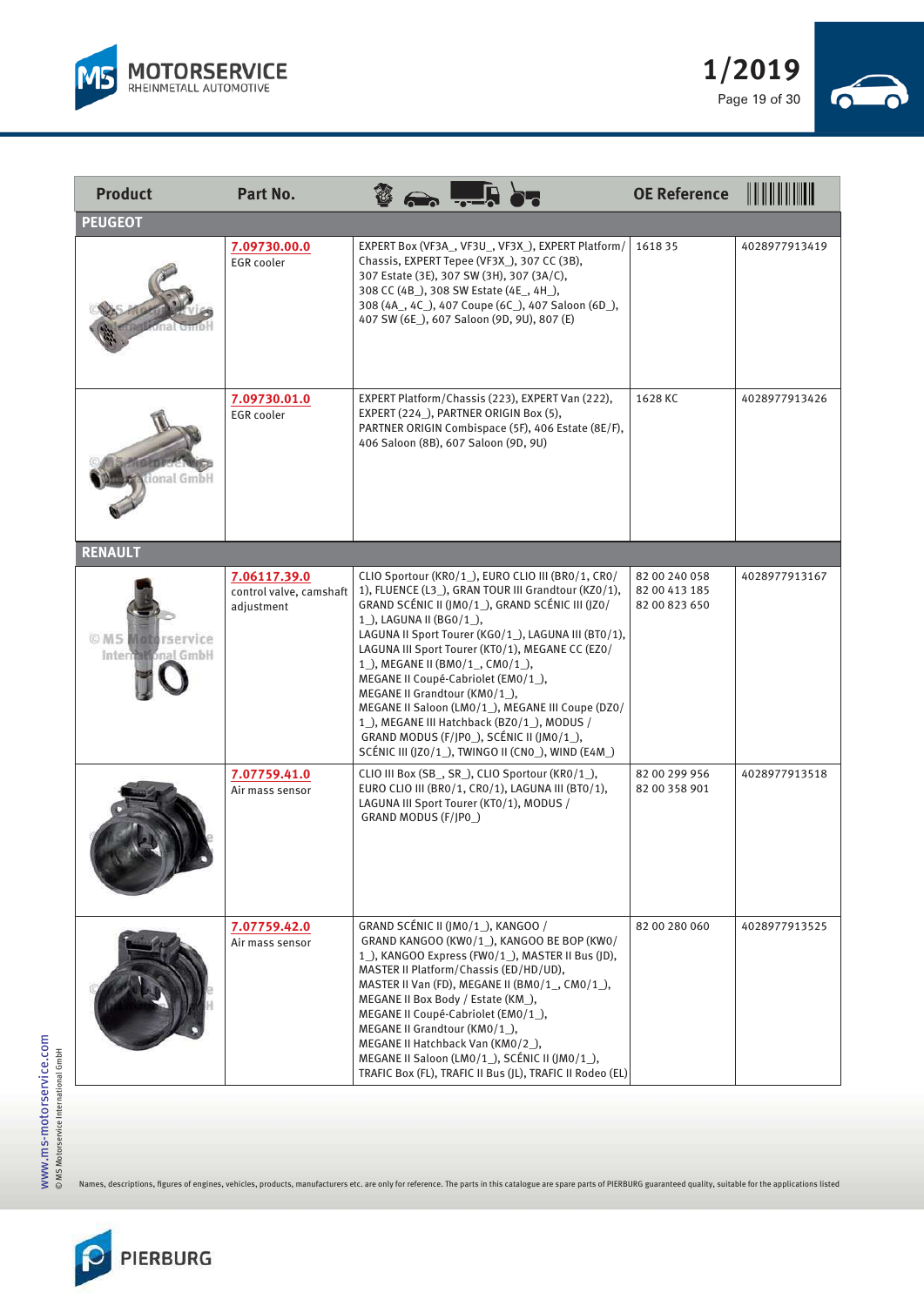| Product | Part No. | | OE Reference | |
|---|---|---|---|---|
| **PEUGEOT** | | | | |
| | 7.09730.00.0 EGR cooler | EXPERT Box (VF3A_, VF3U_, VF3X_), EXPERT Platform/ Chassis, EXPERT Tepee (VF3X_), 307 CC (3B), 307 Estate (3E), 307 SW (3H), 307 (3A/C), 308 CC (4B_), 308 SW Estate (4E_, 4H_), 308 (4A_, 4C_), 407 Coupe (6C_), 407 Saloon (6D_), 407 SW (6E_), 607 Saloon (9D, 9U), 807 (E) | 1618 35 | 4028977913419 |
| | 7.09730.01.0 EGR cooler | EXPERT Platform/Chassis (223), EXPERT Van (222), EXPERT (224_), PARTNER ORIGIN Box (5), PARTNER ORIGIN Combispace (5F), 406 Estate (8E/F), 406 Saloon (8B), 607 Saloon (9D, 9U) | 1628 KC | 4028977913426 |
| **RENAULT** | | | | |
| | 7.06117.39.0 control valve, camshaft adjustment | CLIO Sportour (KR0/1_), EURO CLIO III (BR0/1, CR0/1), FLUENCE (L3_), GRAN TOUR III Grandtour (KZ0/1), GRAND SCÉNIC II (JM0/1_), GRAND SCÉNIC III (JZ0/1_), LAGUNA II (BG0/1_), LAGUNA II Sport Tourer (KG0/1_), LAGUNA III (BT0/1), LAGUNA III Sport Tourer (KT0/1), MEGANE CC (EZ0/1_), MEGANE II (BM0/1_, CM0/1_), MEGANE II Coupé-Cabriolet (EM0/1_), MEGANE II Grandtour (KM0/1_), MEGANE II Saloon (LM0/1_), MEGANE III Coupe (DZ0/1_), MEGANE III Hatchback (BZ0/1_), MODUS / GRAND MODUS (F/JP0_), SCÉNIC II (JM0/1_), SCÉNIC III (JZ0/1_), TWINGO II (CN0_), WIND (E4M_) | 82 00 240 058<br>82 00 413 185<br>82 00 823 650 | 4028977913167 |
| | 7.07759.41.0 Air mass sensor | CLIO III Box (SB_, SR_), CLIO Sportour (KR0/1_), EURO CLIO III (BR0/1, CR0/1), LAGUNA III (BT0/1), LAGUNA III Sport Tourer (KT0/1), MODUS / GRAND MODUS (F/JP0_) | 82 00 299 956<br>82 00 358 901 | 4028977913518 |
| | 7.07759.42.0 Air mass sensor | GRAND SCÉNIC II (JM0/1_), KANGOO / GRAND KANGOO (KW0/1_), KANGOO BE BOP (KW0/1_), KANGOO Express (FW0/1_), MASTER II Bus (JD), MASTER II Platform/Chassis (ED/HD/UD), MASTER II Van (FD), MEGANE II (BM0/1_, CM0/1_), MEGANE II Box Body / Estate (KM_), MEGANE II Coupé-Cabriolet (EM0/1_), MEGANE II Grandtour (KM0/1_), MEGANE II Hatchback Van (KM0/2_), MEGANE II Saloon (LM0/1_), SCÉNIC II (JM0/1_), TRAFIC Box (FL), TRAFIC II Bus (JL), TRAFIC II Rodeo (EL) | 82 00 280 060 | 4028977913525 |

Names, descriptions, figures of engines, vehicles, products, manufacturers etc. are only for reference. The parts in this catalogue are spare parts of PIERBURG guaranteed quality, suitable for the applications listed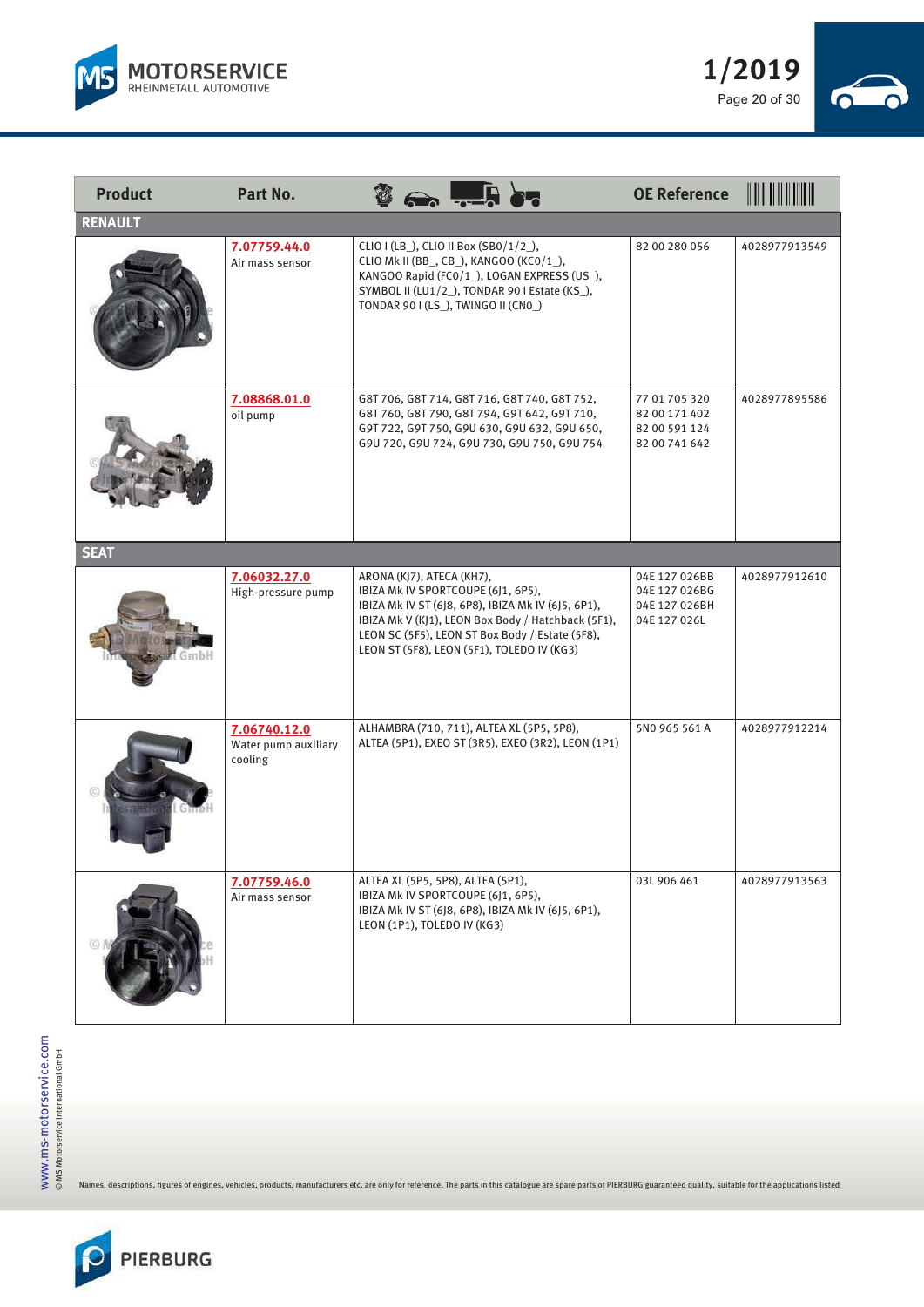| Product | Part No. | Application | OE Reference | EAN |
|---|---|---|---|---|
| **RENAULT** | | | | |
| | **7.07759.44.0** Air mass sensor | CLIO I (LB_), CLIO II Box (SB0/1/2_), CLIO Mk II (BB_, CB_), KANGOO (KC0/1_), KANGOO Rapid (FC0/1_), LOGAN EXPRESS (US_), SYMBOL II (LU1/2_), TONDAR 90 I Estate (KS_), TONDAR 90 I (LS_), TWINGO II (CN0_) | 82 00 280 056 | 4028977913549 |
| | **7.08868.01.0** oil pump | G8T 706, G8T 714, G8T 716, G8T 740, G8T 752, G8T 760, G8T 790, G8T 794, G9T 642, G9T 710, G9T 722, G9T 750, G9U 630, G9U 632, G9U 650, G9U 720, G9U 724, G9U 730, G9U 750, G9U 754 | 77 01 705 320<br>82 00 171 402<br>82 00 591 124<br>82 00 741 642 | 4028977895586 |
| **SEAT** | | | | |
| | **7.06032.27.0** High-pressure pump | ARONA (KJ7), ATECA (KH7), IBIZA Mk IV SPORTCOUPE (6J1, 6P5), IBIZA Mk IV ST (6J8, 6P8), IBIZA Mk IV (6J5, 6P1), IBIZA Mk V (KJ1), LEON Box Body / Hatchback (5F1), LEON SC (5F5), LEON ST Box Body / Estate (5F8), LEON ST (5F8), LEON (5F1), TOLEDO IV (KG3) | 04E 127 026BB<br>04E 127 026BG<br>04E 127 026BH<br>04E 127 026L | 4028977912610 |
| | **7.06740.12.0** Water pump auxiliary cooling | ALHAMBRA (710, 711), ALTEA XL (5P5, 5P8), ALTEA (5P1), EXEO ST (3R5), EXEO (3R2), LEON (1P1) | 5N0 965 561 A | 4028977912214 |
| | **7.07759.46.0** Air mass sensor | ALTEA XL (5P5, 5P8), ALTEA (5P1), IBIZA Mk IV SPORTCOUPE (6J1, 6P5), IBIZA Mk IV ST (6J8, 6P8), IBIZA Mk IV (6J5, 6P1), LEON (1P1), TOLEDO IV (KG3) | 03L 906 461 | 4028977913563 |

Names, descriptions, figures of engines, vehicles, products, manufacturers etc. are only for reference. The parts in this catalogue are spare parts of PIERBURG guaranteed quality, suitable for the applications listed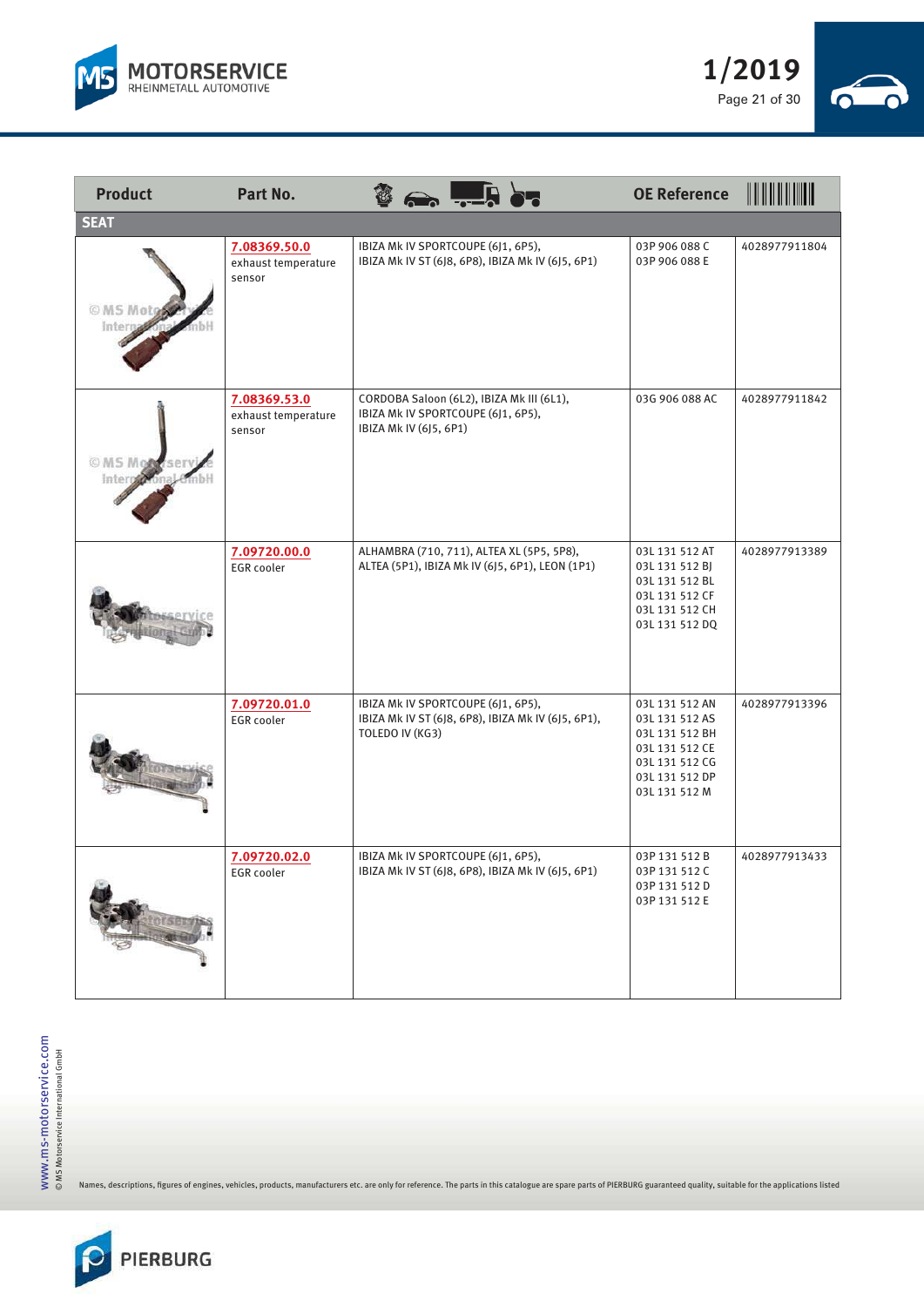| Product | Part No. | | OE Reference | |
|---|---|---|---|---|
| **SEAT** | | | | |
| | **7.08369.50.0** exhaust temperature sensor | IBIZA Mk IV SPORTCOUPE (6J1, 6P5), IBIZA Mk IV ST (6J8, 6P8), IBIZA Mk IV (6J5, 6P1) | 03P 906 088 C<br>03P 906 088 E | 4028977911804 |
| | **7.08369.53.0** exhaust temperature sensor | CORDOBA Saloon (6L2), IBIZA Mk III (6L1), IBIZA Mk IV SPORTCOUPE (6J1, 6P5), IBIZA Mk IV (6J5, 6P1) | 03G 906 088 AC | 4028977911842 |
| | **7.09720.00.0** EGR cooler | ALHAMBRA (710, 711), ALTEA XL (5P5, 5P8), ALTEA (5P1), IBIZA Mk IV (6J5, 6P1), LEON (1P1) | 03L 131 512 AT<br>03L 131 512 BJ<br>03L 131 512 BL<br>03L 131 512 CF<br>03L 131 512 CH<br>03L 131 512 DQ | 4028977913389 |
| | **7.09720.01.0** EGR cooler | IBIZA Mk IV SPORTCOUPE (6J1, 6P5), IBIZA Mk IV ST (6J8, 6P8), IBIZA Mk IV (6J5, 6P1), TOLEDO IV (KG3) | 03L 131 512 AN<br>03L 131 512 AS<br>03L 131 512 BH<br>03L 131 512 CE<br>03L 131 512 CG<br>03L 131 512 DP<br>03L 131 512 M | 4028977913396 |
| | **7.09720.02.0** EGR cooler | IBIZA Mk IV SPORTCOUPE (6J1, 6P5), IBIZA Mk IV ST (6J8, 6P8), IBIZA Mk IV (6J5, 6P1) | 03P 131 512 B<br>03P 131 512 C<br>03P 131 512 D<br>03P 131 512 E | 4028977913433 |

Names, descriptions, figures of engines, vehicles, products, manufacturers etc. are only for reference. The parts in this catalogue are spare parts of PIERBURG guaranteed quality, suitable for the applications listed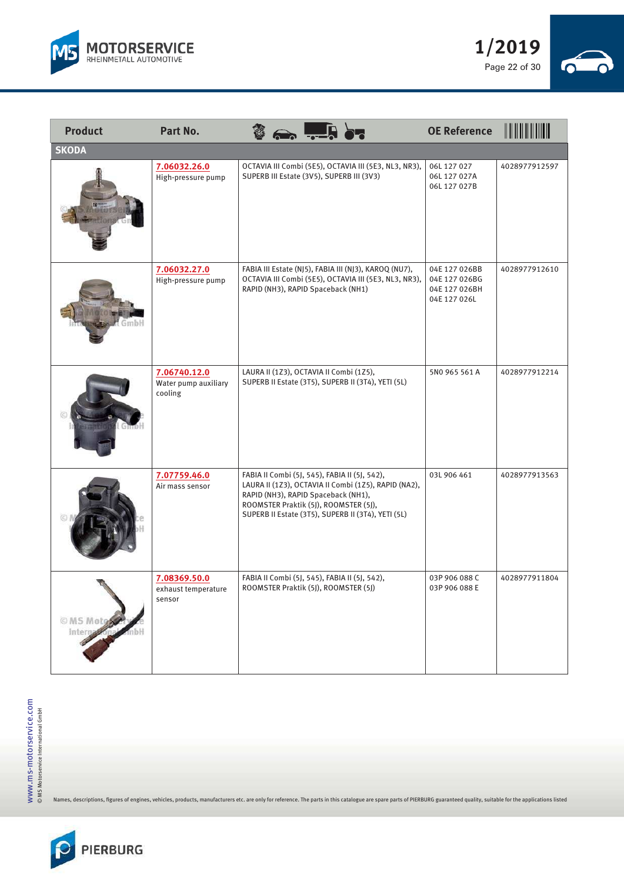| Product | Part No. | | OE Reference | |
|---|---|---|---|---|
| **SKODA** | | | | |
| | **7.06032.26.0** High-pressure pump | OCTAVIA III Combi (5E5), OCTAVIA III (5E3, NL3, NR3), SUPERB III Estate (3V5), SUPERB III (3V3) | 06L 127 027<br>06L 127 027A<br>06L 127 027B | 4028977912597 |
| | **7.06032.27.0** High-pressure pump | FABIA III Estate (NJ5), FABIA III (NJ3), KAROQ (NU7), OCTAVIA III Combi (5E5), OCTAVIA III (5E3, NL3, NR3), RAPID (NH3), RAPID Spaceback (NH1) | 04E 127 026BB<br>04E 127 026BG<br>04E 127 026BH<br>04E 127 026L | 4028977912610 |
| | **7.06740.12.0** Water pump auxiliary cooling | LAURA II (1Z3), OCTAVIA II Combi (1Z5), SUPERB II Estate (3T5), SUPERB II (3T4), YETI (5L) | 5N0 965 561 A | 4028977912214 |
| | **7.07759.46.0** Air mass sensor | FABIA II Combi (5J, 545), FABIA II (5J, 542), LAURA II (1Z3), OCTAVIA II Combi (1Z5), RAPID (NA2), RAPID (NH3), RAPID Spaceback (NH1), ROOMSTER Praktik (5J), ROOMSTER (5J), SUPERB II Estate (3T5), SUPERB II (3T4), YETI (5L) | 03L 906 461 | 4028977913563 |
| | **7.08369.50.0** exhaust temperature sensor | FABIA II Combi (5J, 545), FABIA II (5J, 542), ROOMSTER Praktik (5J), ROOMSTER (5J) | 03P 906 088 C<br>03P 906 088 E | 4028977911804 |

Names, descriptions, figures of engines, vehicles, products, manufacturers etc. are only for reference. The parts in this catalogue are spare parts of PIERBURG guaranteed quality, suitable for the applications listed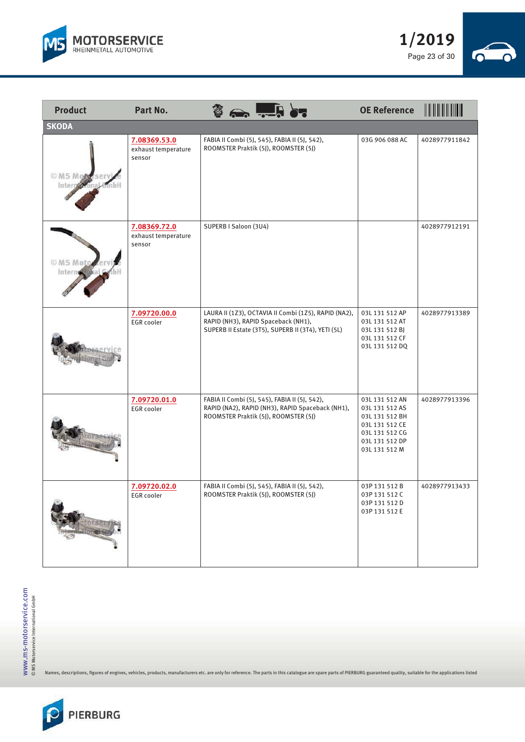| Product | Part No. | | OE Reference | |
|---|---|---|---|---|
| **SKODA** | | | | |
| | 7.08369.53.0 exhaust temperature sensor | FABIA II Combi (5J, 545), FABIA II (5J, 542), ROOMSTER Praktik (5J), ROOMSTER (5J) | 03G 906 088 AC | 4028977911842 |
| | 7.08369.72.0 exhaust temperature sensor | SUPERB I Saloon (3U4) | | 4028977912191 |
| | 7.09720.00.0 EGR cooler | LAURA II (1Z3), OCTAVIA II Combi (1Z5), RAPID (NA2), RAPID (NH3), RAPID Spaceback (NH1), SUPERB II Estate (3T5), SUPERB II (3T4), YETI (5L) | 03L 131 512 AP<br>03L 131 512 AT<br>03L 131 512 BJ<br>03L 131 512 CF<br>03L 131 512 DQ | 4028977913389 |
| | 7.09720.01.0 EGR cooler | FABIA II Combi (5J, 545), FABIA II (5J, 542), RAPID (NA2), RAPID (NH3), RAPID Spaceback (NH1), ROOMSTER Praktik (5J), ROOMSTER (5J) | 03L 131 512 AN<br>03L 131 512 AS<br>03L 131 512 BH<br>03L 131 512 CE<br>03L 131 512 CG<br>03L 131 512 DP<br>03L 131 512 M | 4028977913396 |
| | 7.09720.02.0 EGR cooler | FABIA II Combi (5J, 545), FABIA II (5J, 542), ROOMSTER Praktik (5J), ROOMSTER (5J) | 03P 131 512 B<br>03P 131 512 C<br>03P 131 512 D<br>03P 131 512 E | 4028977913433 |

Names, descriptions, figures of engines, vehicles, products, manufacturers etc. are only for reference. The parts in this catalogue are spare parts of PIERBURG guaranteed quality, suitable for the applications listed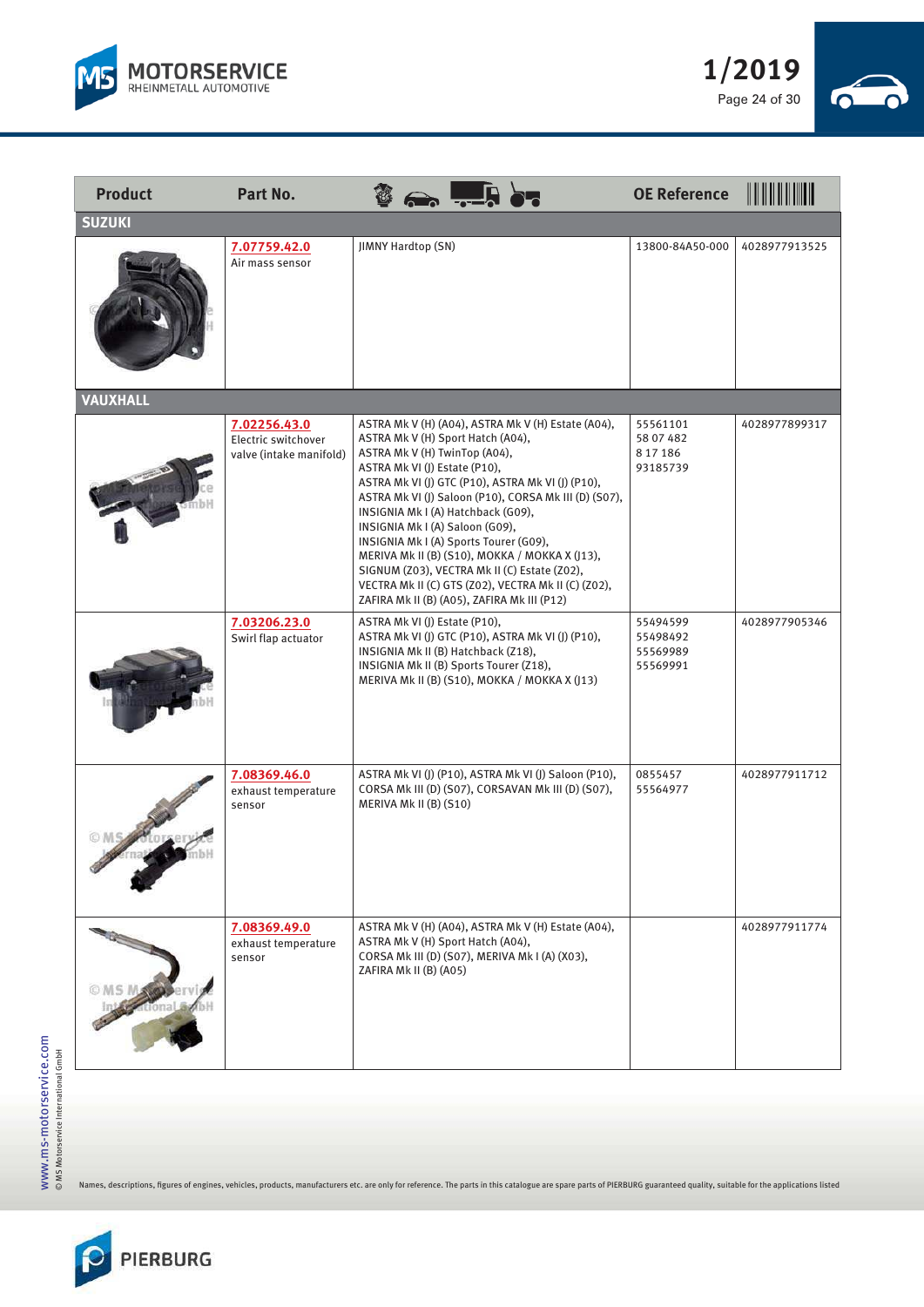| Product | Part No. | | OE Reference | |
|---|---|---|---|---|
| **SUZUKI** | | | | |
| | 7.07759.42.0<br>Air mass sensor | JIMNY Hardtop (SN) | 13800-84A50-000 | 4028977913525 |
| **VAUXHALL** | | | | |
| | 7.02256.43.0<br>Electric switchover valve (intake manifold) | ASTRA Mk V (H) (A04), ASTRA Mk V (H) Estate (A04), ASTRA Mk V (H) Sport Hatch (A04), ASTRA Mk V (H) TwinTop (A04), ASTRA Mk VI (J) Estate (P10), ASTRA Mk VI (J) GTC (P10), ASTRA Mk VI (J) (P10), ASTRA Mk VI (J) Saloon (P10), CORSA Mk III (D) (S07), INSIGNIA Mk I (A) Hatchback (G09), INSIGNIA Mk I (A) Saloon (G09), INSIGNIA Mk I (A) Sports Tourer (G09), MERIVA Mk II (B) (S10), MOKKA / MOKKA X (J13), SIGNUM (Z03), VECTRA Mk II (C) Estate (Z02), VECTRA Mk II (C) GTS (Z02), VECTRA Mk II (C) (Z02), ZAFIRA Mk II (B) (A05), ZAFIRA Mk III (P12) | 55561101<br>58 07 482<br>8 17 186<br>93185739 | 4028977899317 |
| | 7.03206.23.0<br>Swirl flap actuator | ASTRA Mk VI (J) Estate (P10), ASTRA Mk VI (J) GTC (P10), ASTRA Mk VI (J) (P10), INSIGNIA Mk II (B) Hatchback (Z18), INSIGNIA Mk II (B) Sports Tourer (Z18), MERIVA Mk II (B) (S10), MOKKA / MOKKA X (J13) | 55494599<br>55498492<br>55569989<br>55569991 | 4028977905346 |
| | 7.08369.46.0<br>exhaust temperature sensor | ASTRA Mk VI (J) (P10), ASTRA Mk VI (J) Saloon (P10), CORSA Mk III (D) (S07), CORSAVAN Mk III (D) (S07), MERIVA Mk II (B) (S10) | 0855457<br>55564977 | 4028977911712 |
| | 7.08369.49.0<br>exhaust temperature sensor | ASTRA Mk V (H) (A04), ASTRA Mk V (H) Estate (A04), ASTRA Mk V (H) Sport Hatch (A04), CORSA Mk III (D) (S07), MERIVA Mk I (A) (X03), ZAFIRA Mk II (B) (A05) | | 4028977911774 |

Names, descriptions, figures of engines, vehicles, products, manufacturers etc. are only for reference. The parts in this catalogue are spare parts of PIERBURG guaranteed quality, suitable for the applications listed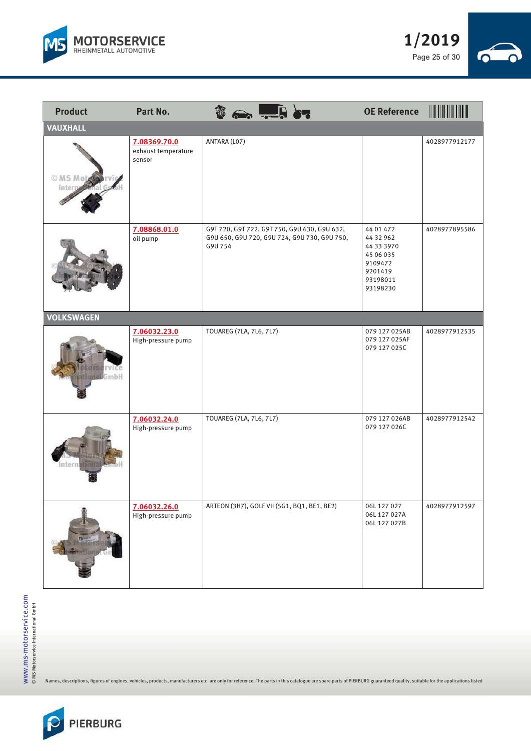| Product | Part No. | Application | OE Reference | EAN |
|---|---|---|---|---|
| **VAUXHALL** | | | | |
| | **7.08369.70.0** exhaust temperature sensor | ANTARA (L07) | | 4028977912177 |
| | **7.08868.01.0** oil pump | G9T 720, G9T 722, G9T 750, G9U 630, G9U 632, G9U 650, G9U 720, G9U 724, G9U 730, G9U 750, G9U 754 | 44 01 472<br>44 32 962<br>44 33 3970<br>45 06 035<br>9109472<br>9201419<br>93198011<br>93198230 | 4028977895586 |
| **VOLKSWAGEN** | | | | |
| | **7.06032.23.0** High-pressure pump | TOUAREG (7LA, 7L6, 7L7) | 079 127 025AB<br>079 127 025AF<br>079 127 025C | 4028977912535 |
| | **7.06032.24.0** High-pressure pump | TOUAREG (7LA, 7L6, 7L7) | 079 127 026AB<br>079 127 026C | 4028977912542 |
| | **7.06032.26.0** High-pressure pump | ARTEON (3H7), GOLF VII (5G1, BQ1, BE1, BE2) | 06L 127 027<br>06L 127 027A<br>06L 127 027B | 4028977912597 |

Names, descriptions, figures of engines, vehicles, products, manufacturers etc. are only for reference. The parts in this catalogue are spare parts of PIERBURG guaranteed quality, suitable for the applications listed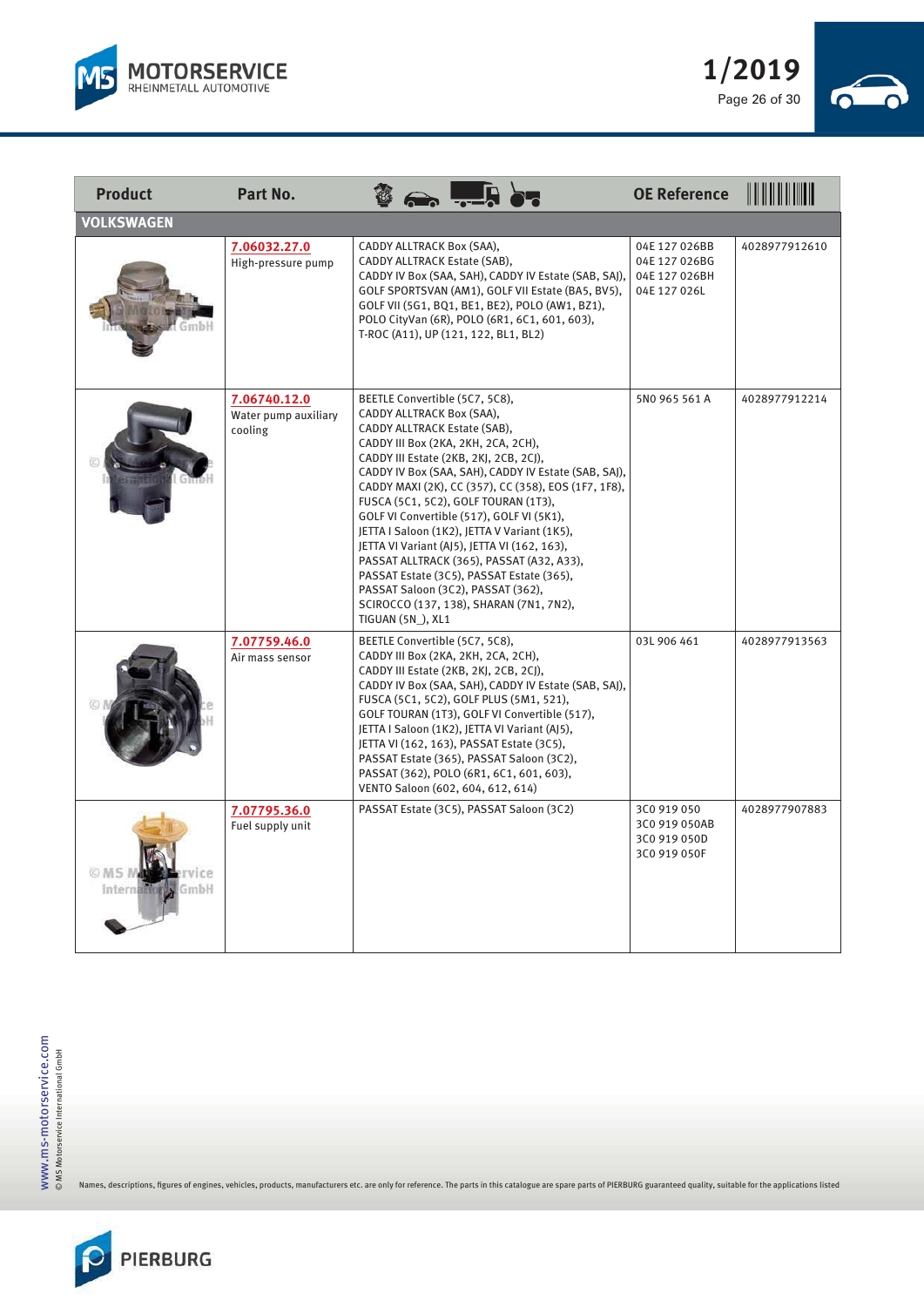| Product | Part No. | | OE Reference | |
|---|---|---|---|---|
| **VOLKSWAGEN** | | | | |
| | 7.06032.27.0<br>High-pressure pump | CADDY ALLTRACK Box (SAA), CADDY ALLTRACK Estate (SAB), CADDY IV Box (SAA, SAH), CADDY IV Estate (SAB, SAJ), GOLF SPORTSVAN (AM1), GOLF VII Estate (BA5, BV5), GOLF VII (5G1, BQ1, BE1, BE2), POLO (AW1, BZ1), POLO CityVan (6R), POLO (6R1, 6C1, 601, 603), T-ROC (A11), UP (121, 122, BL1, BL2) | 04E 127 026BB<br>04E 127 026BG<br>04E 127 026BH<br>04E 127 026L | 4028977912610 |
| | 7.06740.12.0<br>Water pump auxiliary cooling | BEETLE Convertible (5C7, 5C8), CADDY ALLTRACK Box (SAA), CADDY ALLTRACK Estate (SAB), CADDY III Box (2KA, 2KH, 2CA, 2CH), CADDY III Estate (2KB, 2KJ, 2CB, 2CJ), CADDY IV Box (SAA, SAH), CADDY IV Estate (SAB, SAJ), CADDY MAXI (2K), CC (357), CC (358), EOS (1F7, 1F8), FUSCA (5C1, 5C2), GOLF TOURAN (1T3), GOLF VI Convertible (517), GOLF VI (5K1), JETTA I Saloon (1K2), JETTA V Variant (1K5), JETTA VI Variant (AJ5), JETTA VI (162, 163), PASSAT ALLTRACK (365), PASSAT (A32, A33), PASSAT Estate (3C5), PASSAT Estate (365), PASSAT Saloon (3C2), PASSAT (362), SCIROCCO (137, 138), SHARAN (7N1, 7N2), TIGUAN (5N_), XL1 | 5N0 965 561 A | 4028977912214 |
| | 7.07759.46.0<br>Air mass sensor | BEETLE Convertible (5C7, 5C8), CADDY III Box (2KA, 2KH, 2CA, 2CH), CADDY III Estate (2KB, 2KJ, 2CB, 2CJ), CADDY IV Box (SAA, SAH), CADDY IV Estate (SAB, SAJ), FUSCA (5C1, 5C2), GOLF PLUS (5M1, 521), GOLF TOURAN (1T3), GOLF VI Convertible (517), JETTA I Saloon (1K2), JETTA VI Variant (AJ5), JETTA VI (162, 163), PASSAT Estate (3C5), PASSAT Estate (365), PASSAT Saloon (3C2), PASSAT (362), POLO (6R1, 6C1, 601, 603), VENTO Saloon (602, 604, 612, 614) | 03L 906 461 | 4028977913563 |
| | 7.07795.36.0<br>Fuel supply unit | PASSAT Estate (3C5), PASSAT Saloon (3C2) | 3C0 919 050<br>3C0 919 050AB<br>3C0 919 050D<br>3C0 919 050F | 4028977907883 |

Names, descriptions, figures of engines, vehicles, products, manufacturers etc. are only for reference. The parts in this catalogue are spare parts of PIERBURG guaranteed quality, suitable for the applications listed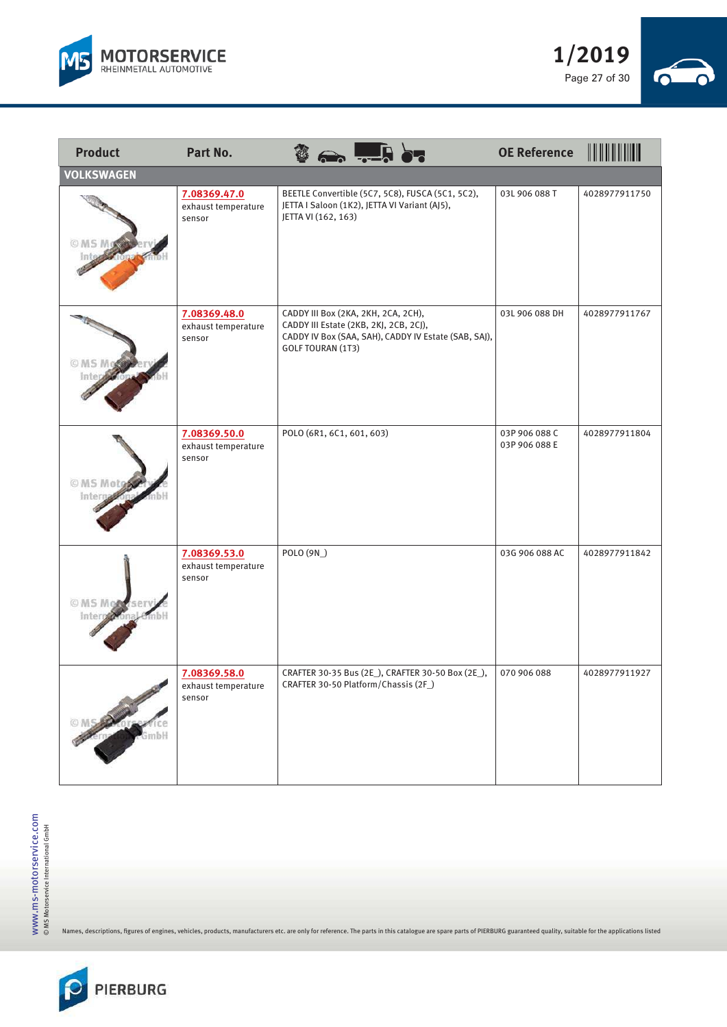| Product | Part No. | Application | OE Reference | EAN |
|---|---|---|---|---|
| **VOLKSWAGEN** | | | | |
| | **7.08369.47.0** exhaust temperature sensor | BEETLE Convertible (5C7, 5C8), FUSCA (5C1, 5C2), JETTA I Saloon (1K2), JETTA VI Variant (AJ5), JETTA VI (162, 163) | 03L 906 088 T | 4028977911750 |
| | **7.08369.48.0** exhaust temperature sensor | CADDY III Box (2KA, 2KH, 2CA, 2CH), CADDY III Estate (2KB, 2KJ, 2CB, 2CJ), CADDY IV Box (SAA, SAH), CADDY IV Estate (SAB, SAJ), GOLF TOURAN (1T3) | 03L 906 088 DH | 4028977911767 |
| | **7.08369.50.0** exhaust temperature sensor | POLO (6R1, 6C1, 601, 603) | 03P 906 088 C<br>03P 906 088 E | 4028977911804 |
| | **7.08369.53.0** exhaust temperature sensor | POLO (9N_) | 03G 906 088 AC | 4028977911842 |
| | **7.08369.58.0** exhaust temperature sensor | CRAFTER 30-35 Bus (2E_), CRAFTER 30-50 Box (2E_), CRAFTER 30-50 Platform/Chassis (2F_) | 070 906 088 | 4028977911927 |

Names, descriptions, figures of engines, vehicles, products, manufacturers etc. are only for reference. The parts in this catalogue are spare parts of PIERBURG guaranteed quality, suitable for the applications listed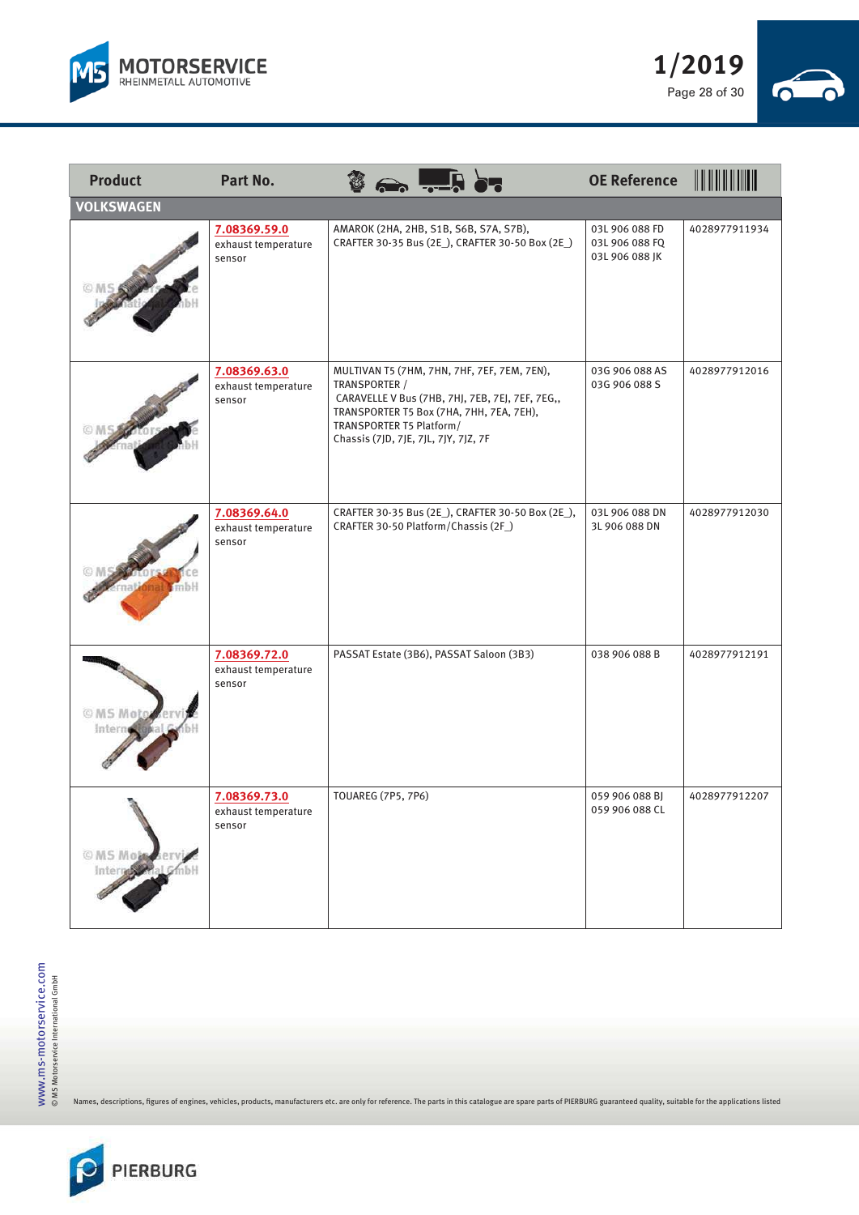| Product | Part No. | Application | OE Reference | EAN |
|---|---|---|---|---|
| **VOLKSWAGEN** | | | | |
| | 7.08369.59.0 exhaust temperature sensor | AMAROK (2HA, 2HB, S1B, S6B, S7A, S7B), CRAFTER 30-35 Bus (2E_), CRAFTER 30-50 Box (2E_) | 03L 906 088 FD 03L 906 088 FQ 03L 906 088 JK | 4028977911934 |
| | 7.08369.63.0 exhaust temperature sensor | MULTIVAN T5 (7HM, 7HN, 7HF, 7EF, 7EM, 7EN), TRANSPORTER / CARAVELLE V Bus (7HB, 7HJ, 7EB, 7EJ, 7EF, 7EG,, TRANSPORTER T5 Box (7HA, 7HH, 7EA, 7EH), TRANSPORTER T5 Platform/ Chassis (7JD, 7JE, 7JL, 7JY, 7JZ, 7F | 03G 906 088 AS 03G 906 088 S | 4028977912016 |
| | 7.08369.64.0 exhaust temperature sensor | CRAFTER 30-35 Bus (2E_), CRAFTER 30-50 Box (2E_), CRAFTER 30-50 Platform/Chassis (2F_) | 03L 906 088 DN 3L 906 088 DN | 4028977912030 |
| | 7.08369.72.0 exhaust temperature sensor | PASSAT Estate (3B6), PASSAT Saloon (3B3) | 038 906 088 B | 4028977912191 |
| | 7.08369.73.0 exhaust temperature sensor | TOUAREG (7P5, 7P6) | 059 906 088 BJ 059 906 088 CL | 4028977912207 |

Names, descriptions, figures of engines, vehicles, products, manufacturers etc. are only for reference. The parts in this catalogue are spare parts of PIERBURG guaranteed quality, suitable for the applications listed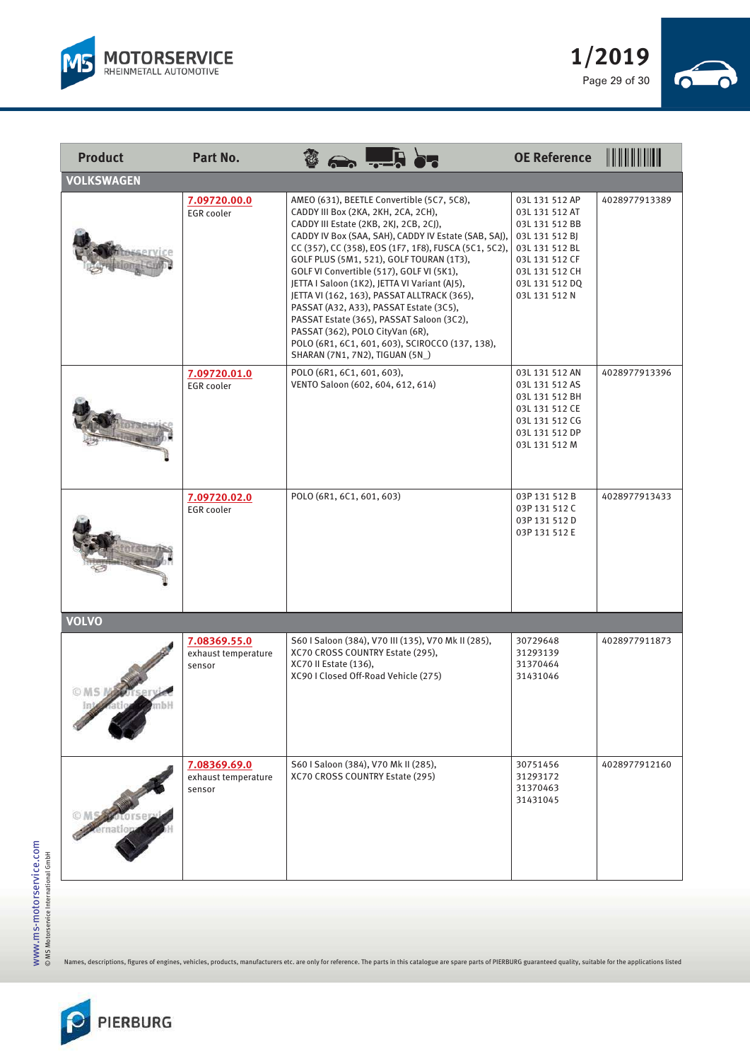| Product | Part No. | Application | OE Reference | EAN |
|---|---|---|---|---|
| **VOLKSWAGEN** | | | | |
| | 7.09720.00.0 EGR cooler | AMEO (631), BEETLE Convertible (5C7, 5C8), CADDY III Box (2KA, 2KH, 2CA, 2CH), CADDY III Estate (2KB, 2KJ, 2CB, 2CJ), CADDY IV Box (SAA, SAH), CADDY IV Estate (SAB, SAJ), CC (357), CC (358), EOS (1F7, 1F8), FUSCA (5C1, 5C2), GOLF PLUS (5M1, 521), GOLF TOURAN (1T3), GOLF VI Convertible (517), GOLF VI (5K1), JETTA I Saloon (1K2), JETTA VI Variant (AJ5), JETTA VI (162, 163), PASSAT ALLTRACK (365), PASSAT (A32, A33), PASSAT Estate (3C5), PASSAT Estate (365), PASSAT Saloon (3C2), PASSAT (362), POLO CityVan (6R), POLO (6R1, 6C1, 601, 603), SCIROCCO (137, 138), SHARAN (7N1, 7N2), TIGUAN (5N_) | 03L 131 512 AP<br>03L 131 512 AT<br>03L 131 512 BB<br>03L 131 512 BJ<br>03L 131 512 BL<br>03L 131 512 CF<br>03L 131 512 CH<br>03L 131 512 DQ<br>03L 131 512 N | 4028977913389 |
| | 7.09720.01.0 EGR cooler | POLO (6R1, 6C1, 601, 603), VENTO Saloon (602, 604, 612, 614) | 03L 131 512 AN<br>03L 131 512 AS<br>03L 131 512 BH<br>03L 131 512 CE<br>03L 131 512 CG<br>03L 131 512 DP<br>03L 131 512 M | 4028977913396 |
| | 7.09720.02.0 EGR cooler | POLO (6R1, 6C1, 601, 603) | 03P 131 512 B<br>03P 131 512 C<br>03P 131 512 D<br>03P 131 512 E | 4028977913433 |
| **VOLVO** | | | | |
| | 7.08369.55.0 exhaust temperature sensor | S60 I Saloon (384), V70 III (135), V70 Mk II (285), XC70 CROSS COUNTRY Estate (295), XC70 II Estate (136), XC90 I Closed Off-Road Vehicle (275) | 30729648<br>31293139<br>31370464<br>31431046 | 4028977911873 |
| | 7.08369.69.0 exhaust temperature sensor | S60 I Saloon (384), V70 Mk II (285), XC70 CROSS COUNTRY Estate (295) | 30751456<br>31293172<br>31370463<br>31431045 | 4028977912160 |

Names, descriptions, figures of engines, vehicles, products, manufacturers etc. are only for reference. The parts in this catalogue are spare parts of PIERBURG guaranteed quality, suitable for the applications listed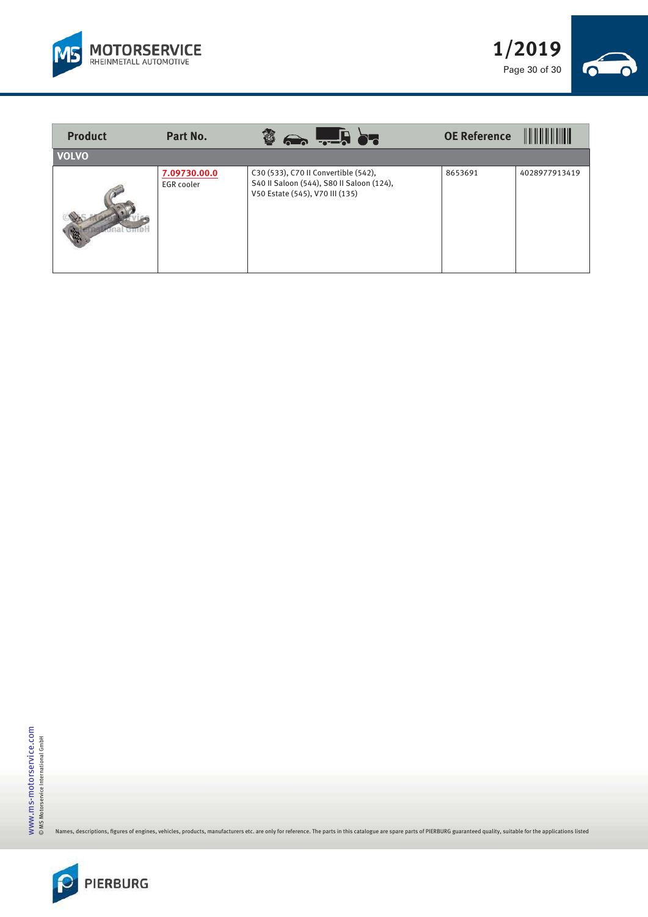| Product | Part No. | | OE Reference | |
|---|---|---|---|---|
| **VOLVO** | | | | |
| | 7.09730.00.0<br>EGR cooler | C30 (533), C70 II Convertible (542), S40 II Saloon (544), S80 II Saloon (124), V50 Estate (545), V70 III (135) | 8653691 | 4028977913419 |

Names, descriptions, figures of engines, vehicles, products, manufacturers etc. are only for reference. The parts in this catalogue are spare parts of PIERBURG guaranteed quality, suitable for the applications listed